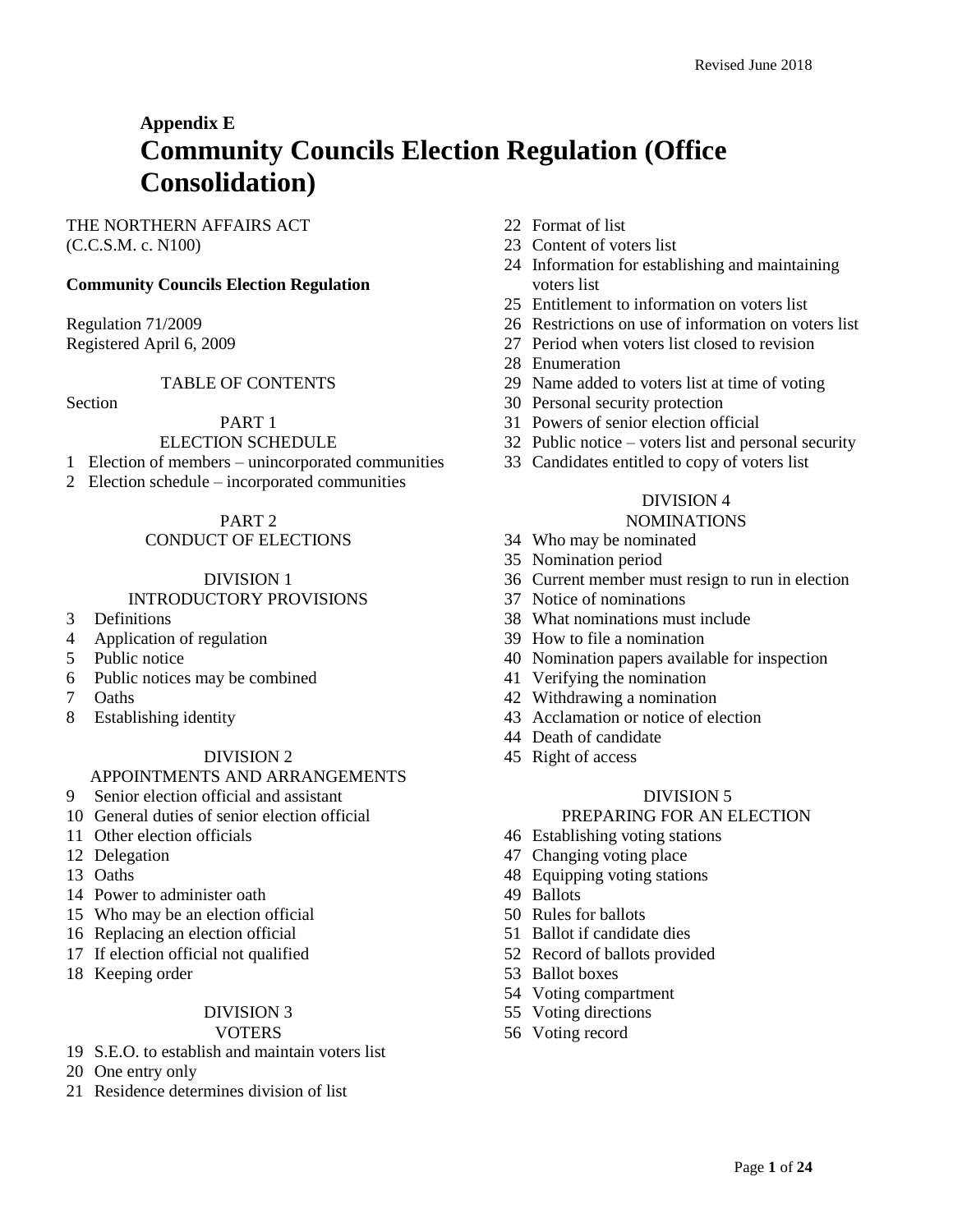# Appendix E
# Community Councils Election Regulation (Office Consolidation)

THE NORTHERN AFFAIRS ACT
(C.C.S.M. c. N100)

**Community Councils Election Regulation**

Regulation 71/2009
Registered April 6, 2009

TABLE OF CONTENTS

Section

PART 1
ELECTION SCHEDULE

1 Election of members – unincorporated communities
2 Election schedule – incorporated communities

PART 2
CONDUCT OF ELECTIONS

DIVISION 1
INTRODUCTORY PROVISIONS

3 Definitions
4 Application of regulation
5 Public notice
6 Public notices may be combined
7 Oaths
8 Establishing identity

DIVISION 2
APPOINTMENTS AND ARRANGEMENTS

9 Senior election official and assistant
10 General duties of senior election official
11 Other election officials
12 Delegation
13 Oaths
14 Power to administer oath
15 Who may be an election official
16 Replacing an election official
17 If election official not qualified
18 Keeping order

DIVISION 3
VOTERS

19 S.E.O. to establish and maintain voters list
20 One entry only
21 Residence determines division of list
22 Format of list
23 Content of voters list
24 Information for establishing and maintaining voters list
25 Entitlement to information on voters list
26 Restrictions on use of information on voters list
27 Period when voters list closed to revision
28 Enumeration
29 Name added to voters list at time of voting
30 Personal security protection
31 Powers of senior election official
32 Public notice – voters list and personal security
33 Candidates entitled to copy of voters list

DIVISION 4
NOMINATIONS

34 Who may be nominated
35 Nomination period
36 Current member must resign to run in election
37 Notice of nominations
38 What nominations must include
39 How to file a nomination
40 Nomination papers available for inspection
41 Verifying the nomination
42 Withdrawing a nomination
43 Acclamation or notice of election
44 Death of candidate
45 Right of access

DIVISION 5
PREPARING FOR AN ELECTION

46 Establishing voting stations
47 Changing voting place
48 Equipping voting stations
49 Ballots
50 Rules for ballots
51 Ballot if candidate dies
52 Record of ballots provided
53 Ballot boxes
54 Voting compartment
55 Voting directions
56 Voting record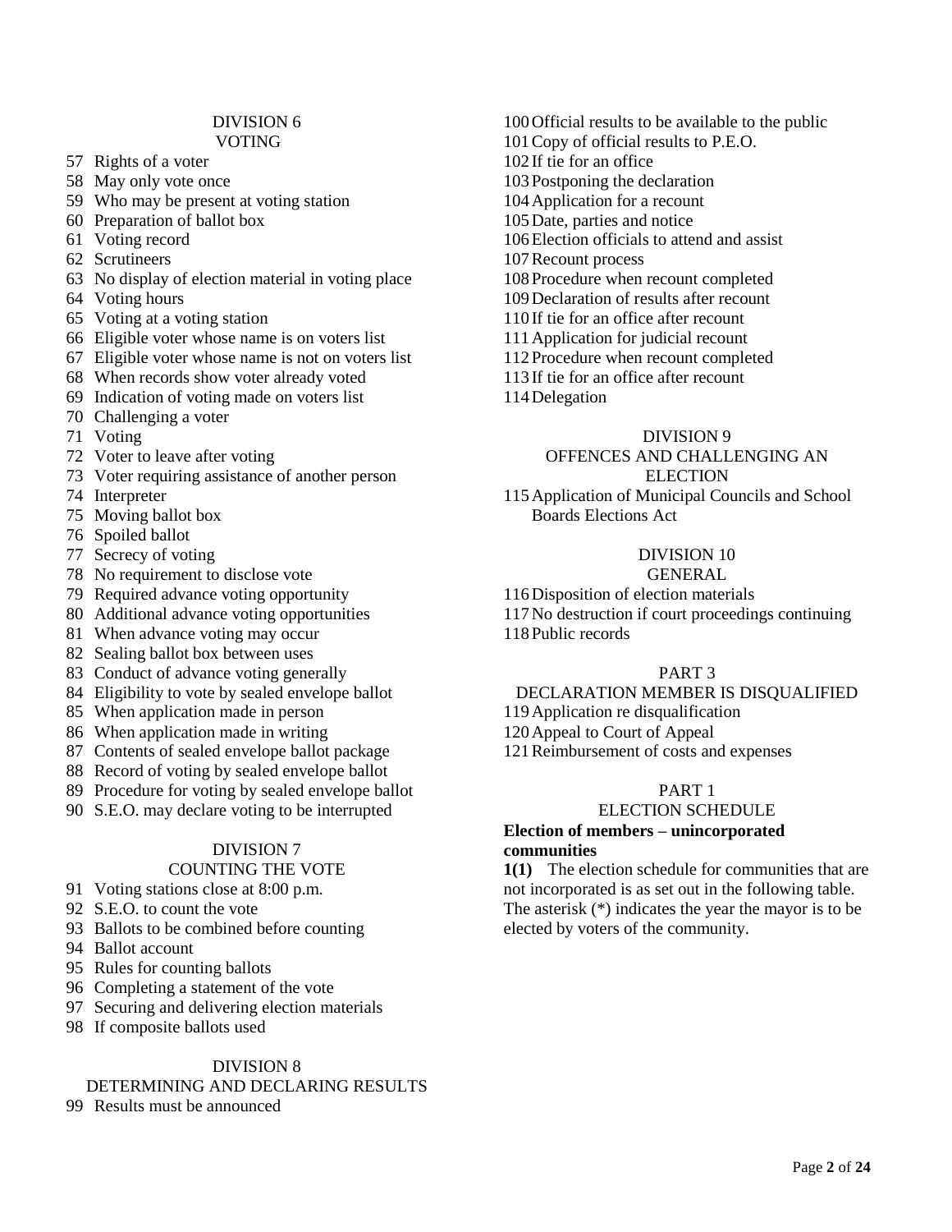DIVISION 6
VOTING

57 Rights of a voter
58 May only vote once
59 Who may be present at voting station
60 Preparation of ballot box
61 Voting record
62 Scrutineers
63 No display of election material in voting place
64 Voting hours
65 Voting at a voting station
66 Eligible voter whose name is on voters list
67 Eligible voter whose name is not on voters list
68 When records show voter already voted
69 Indication of voting made on voters list
70 Challenging a voter
71 Voting
72 Voter to leave after voting
73 Voter requiring assistance of another person
74 Interpreter
75 Moving ballot box
76 Spoiled ballot
77 Secrecy of voting
78 No requirement to disclose vote
79 Required advance voting opportunity
80 Additional advance voting opportunities
81 When advance voting may occur
82 Sealing ballot box between uses
83 Conduct of advance voting generally
84 Eligibility to vote by sealed envelope ballot
85 When application made in person
86 When application made in writing
87 Contents of sealed envelope ballot package
88 Record of voting by sealed envelope ballot
89 Procedure for voting by sealed envelope ballot
90 S.E.O. may declare voting to be interrupted

DIVISION 7
COUNTING THE VOTE

91 Voting stations close at 8:00 p.m.
92 S.E.O. to count the vote
93 Ballots to be combined before counting
94 Ballot account
95 Rules for counting ballots
96 Completing a statement of the vote
97 Securing and delivering election materials
98 If composite ballots used

DIVISION 8
DETERMINING AND DECLARING RESULTS

99 Results must be announced
100 Official results to be available to the public
101 Copy of official results to P.E.O.
102 If tie for an office
103 Postponing the declaration
104 Application for a recount
105 Date, parties and notice
106 Election officials to attend and assist
107 Recount process
108 Procedure when recount completed
109 Declaration of results after recount
110 If tie for an office after recount
111 Application for judicial recount
112 Procedure when recount completed
113 If tie for an office after recount
114 Delegation

DIVISION 9
OFFENCES AND CHALLENGING AN ELECTION

115 Application of Municipal Councils and School Boards Elections Act

DIVISION 10
GENERAL

116 Disposition of election materials
117 No destruction if court proceedings continuing
118 Public records

PART 3
DECLARATION MEMBER IS DISQUALIFIED

119 Application re disqualification
120 Appeal to Court of Appeal
121 Reimbursement of costs and expenses

PART 1
ELECTION SCHEDULE

**Election of members – unincorporated communities**

**1(1)** The election schedule for communities that are not incorporated is as set out in the following table. The asterisk (*) indicates the year the mayor is to be elected by voters of the community.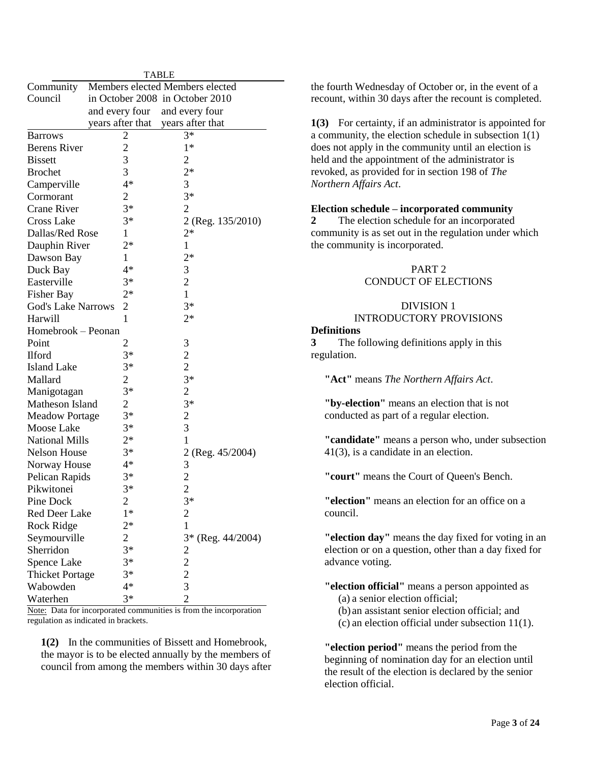TABLE

| Community Council | Members elected in October 2008 and every four years after that | Members elected in October 2010 and every four years after that |
|---|---|---|
| Barrows | 2 | 3* |
| Berens River | 2 | 1* |
| Bissett | 3 | 2 |
| Brochet | 3 | 2* |
| Camperville | 4* | 3 |
| Cormorant | 2 | 3* |
| Crane River | 3* | 2 |
| Cross Lake | 3* | 2 (Reg. 135/2010) |
| Dallas/Red Rose | 1 | 2* |
| Dauphin River | 2* | 1 |
| Dawson Bay | 1 | 2* |
| Duck Bay | 4* | 3 |
| Easterville | 3* | 2 |
| Fisher Bay | 2* | 1 |
| God's Lake Narrows | 2 | 3* |
| Harwill | 1 | 2* |
| Homebrook – Peonan Point | 2 | 3 |
| Ilford | 3* | 2 |
| Island Lake | 3* | 2 |
| Mallard | 2 | 3* |
| Manigotagan | 3* | 2 |
| Matheson Island | 2 | 3* |
| Meadow Portage | 3* | 2 |
| Moose Lake | 3* | 3 |
| National Mills | 2* | 1 |
| Nelson House | 3* | 2 (Reg. 45/2004) |
| Norway House | 4* | 3 |
| Pelican Rapids | 3* | 2 |
| Pikwitonei | 3* | 2 |
| Pine Dock | 2 | 3* |
| Red Deer Lake | 1* | 2 |
| Rock Ridge | 2* | 1 |
| Seymourville | 2 | 3* (Reg. 44/2004) |
| Sherridon | 3* | 2 |
| Spence Lake | 3* | 2 |
| Thicket Portage | 3* | 2 |
| Wabowden | 4* | 3 |
| Waterhen | 3* | 2 |

Note: Data for incorporated communities is from the incorporation regulation as indicated in brackets.

**1(2)** In the communities of Bissett and Homebrook, the mayor is to be elected annually by the members of council from among the members within 30 days after the fourth Wednesday of October or, in the event of a recount, within 30 days after the recount is completed.

**1(3)** For certainty, if an administrator is appointed for a community, the election schedule in subsection 1(1) does not apply in the community until an election is held and the appointment of the administrator is revoked, as provided for in section 198 of *The Northern Affairs Act*.

**Election schedule – incorporated community**

**2** The election schedule for an incorporated community is as set out in the regulation under which the community is incorporated.

## PART 2
## CONDUCT OF ELECTIONS

### DIVISION 1
### INTRODUCTORY PROVISIONS

**Definitions**

**3** The following definitions apply in this regulation.

**"Act"** means *The Northern Affairs Act*.

**"by-election"** means an election that is not conducted as part of a regular election.

**"candidate"** means a person who, under subsection 41(3), is a candidate in an election.

**"court"** means the Court of Queen's Bench.

**"election"** means an election for an office on a council.

**"election day"** means the day fixed for voting in an election or on a question, other than a day fixed for advance voting.

**"election official"** means a person appointed as
(a) a senior election official;
(b) an assistant senior election official; and
(c) an election official under subsection 11(1).

**"election period"** means the period from the beginning of nomination day for an election until the result of the election is declared by the senior election official.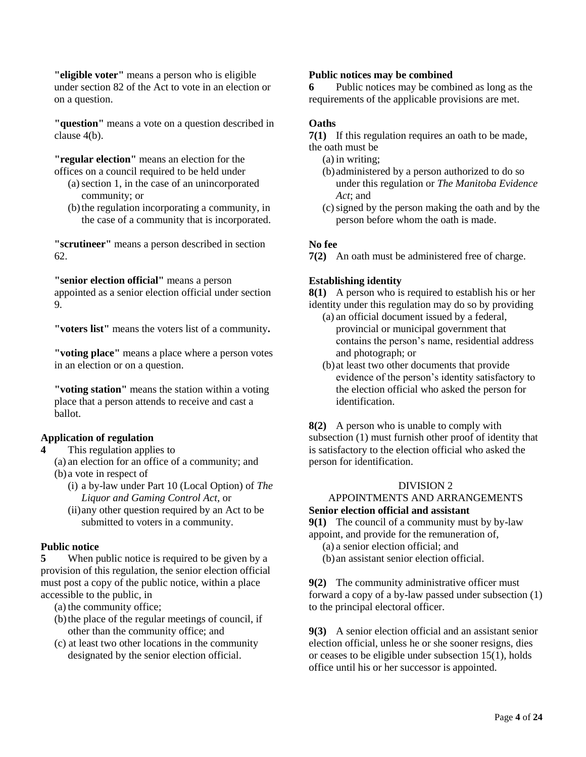**"eligible voter"** means a person who is eligible under section 82 of the Act to vote in an election or on a question.

**"question"** means a vote on a question described in clause 4(b).

**"regular election"** means an election for the offices on a council required to be held under

- (a) section 1, in the case of an unincorporated community; or
- (b) the regulation incorporating a community, in the case of a community that is incorporated.

**"scrutineer"** means a person described in section 62.

**"senior election official"** means a person appointed as a senior election official under section 9.

**"voters list"** means the voters list of a community**.**

**"voting place"** means a place where a person votes in an election or on a question.

**"voting station"** means the station within a voting place that a person attends to receive and cast a ballot.

**Application of regulation**

**4** This regulation applies to

- (a) an election for an office of a community; and
- (b) a vote in respect of
  - (i) a by-law under Part 10 (Local Option) of *The Liquor and Gaming Control Act*, or
  - (ii) any other question required by an Act to be submitted to voters in a community.

**Public notice**

**5** When public notice is required to be given by a provision of this regulation, the senior election official must post a copy of the public notice, within a place accessible to the public, in

- (a) the community office;
- (b) the place of the regular meetings of council, if other than the community office; and
- (c) at least two other locations in the community designated by the senior election official.

**Public notices may be combined**

**6** Public notices may be combined as long as the requirements of the applicable provisions are met.

**Oaths**

**7(1)** If this regulation requires an oath to be made, the oath must be

- (a) in writing;
- (b) administered by a person authorized to do so under this regulation or *The Manitoba Evidence Act*; and
- (c) signed by the person making the oath and by the person before whom the oath is made.

**No fee**

**7(2)** An oath must be administered free of charge.

**Establishing identity**

**8(1)** A person who is required to establish his or her identity under this regulation may do so by providing

- (a) an official document issued by a federal, provincial or municipal government that contains the person's name, residential address and photograph; or
- (b) at least two other documents that provide evidence of the person's identity satisfactory to the election official who asked the person for identification.

**8(2)** A person who is unable to comply with subsection (1) must furnish other proof of identity that is satisfactory to the election official who asked the person for identification.

DIVISION 2

APPOINTMENTS AND ARRANGEMENTS

**Senior election official and assistant**

**9(1)** The council of a community must by by-law appoint, and provide for the remuneration of,

- (a) a senior election official; and
- (b) an assistant senior election official.

**9(2)** The community administrative officer must forward a copy of a by-law passed under subsection (1) to the principal electoral officer.

**9(3)** A senior election official and an assistant senior election official, unless he or she sooner resigns, dies or ceases to be eligible under subsection 15(1), holds office until his or her successor is appointed.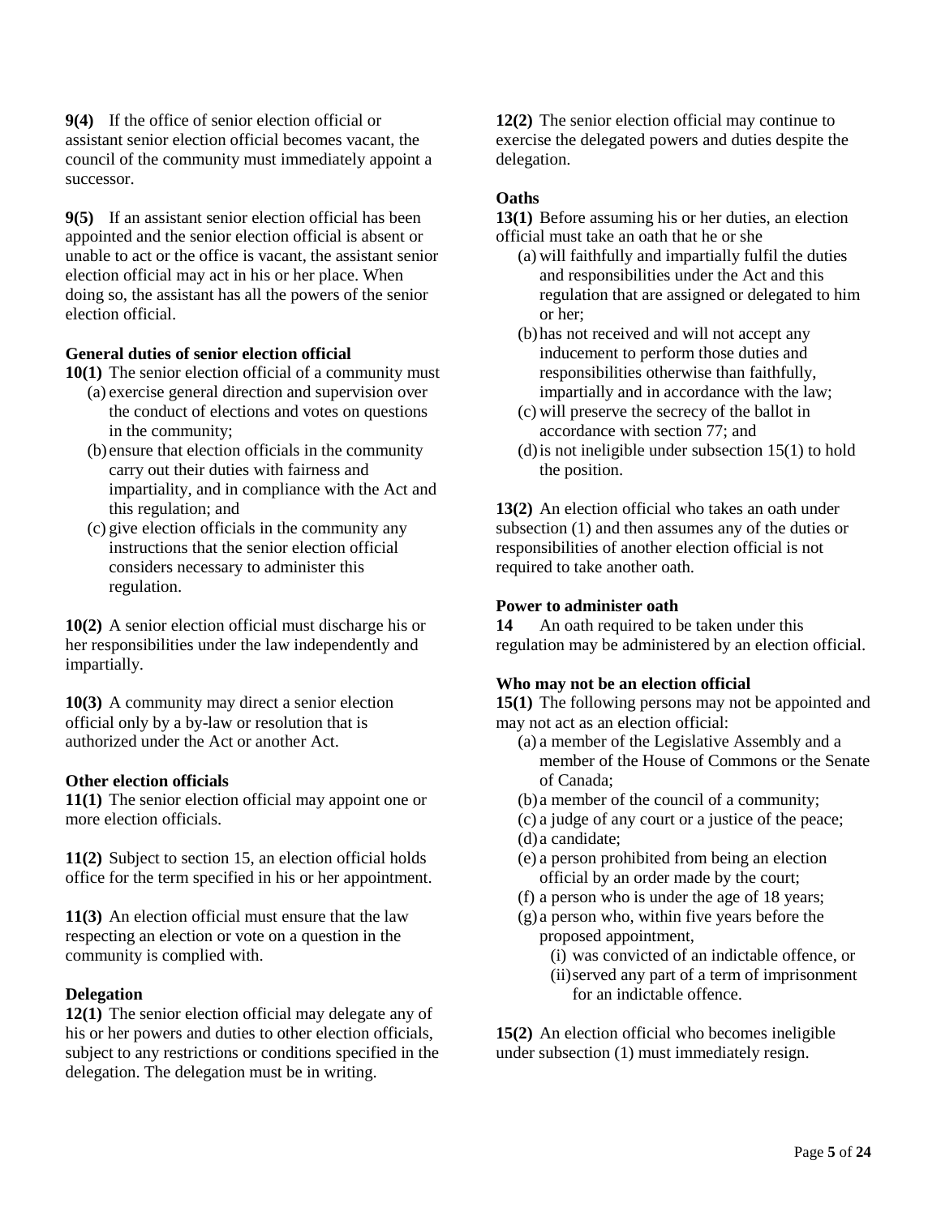**9(4)** If the office of senior election official or assistant senior election official becomes vacant, the council of the community must immediately appoint a successor.

**9(5)** If an assistant senior election official has been appointed and the senior election official is absent or unable to act or the office is vacant, the assistant senior election official may act in his or her place. When doing so, the assistant has all the powers of the senior election official.

**General duties of senior election official**

**10(1)** The senior election official of a community must

(a) exercise general direction and supervision over the conduct of elections and votes on questions in the community;

(b) ensure that election officials in the community carry out their duties with fairness and impartiality, and in compliance with the Act and this regulation; and

(c) give election officials in the community any instructions that the senior election official considers necessary to administer this regulation.

**10(2)** A senior election official must discharge his or her responsibilities under the law independently and impartially.

**10(3)** A community may direct a senior election official only by a by-law or resolution that is authorized under the Act or another Act.

**Other election officials**

**11(1)** The senior election official may appoint one or more election officials.

**11(2)** Subject to section 15, an election official holds office for the term specified in his or her appointment.

**11(3)** An election official must ensure that the law respecting an election or vote on a question in the community is complied with.

**Delegation**

**12(1)** The senior election official may delegate any of his or her powers and duties to other election officials, subject to any restrictions or conditions specified in the delegation. The delegation must be in writing.

**12(2)** The senior election official may continue to exercise the delegated powers and duties despite the delegation.

**Oaths**

**13(1)** Before assuming his or her duties, an election official must take an oath that he or she

(a) will faithfully and impartially fulfil the duties and responsibilities under the Act and this regulation that are assigned or delegated to him or her;

(b) has not received and will not accept any inducement to perform those duties and responsibilities otherwise than faithfully, impartially and in accordance with the law;

(c) will preserve the secrecy of the ballot in accordance with section 77; and

(d) is not ineligible under subsection 15(1) to hold the position.

**13(2)** An election official who takes an oath under subsection (1) and then assumes any of the duties or responsibilities of another election official is not required to take another oath.

**Power to administer oath**

**14** An oath required to be taken under this regulation may be administered by an election official.

**Who may not be an election official**

**15(1)** The following persons may not be appointed and may not act as an election official:

(a) a member of the Legislative Assembly and a member of the House of Commons or the Senate of Canada;

(b) a member of the council of a community;

(c) a judge of any court or a justice of the peace;

(d) a candidate;

(e) a person prohibited from being an election official by an order made by the court;

(f) a person who is under the age of 18 years;

(g) a person who, within five years before the proposed appointment,

(i) was convicted of an indictable offence, or

(ii) served any part of a term of imprisonment for an indictable offence.

**15(2)** An election official who becomes ineligible under subsection (1) must immediately resign.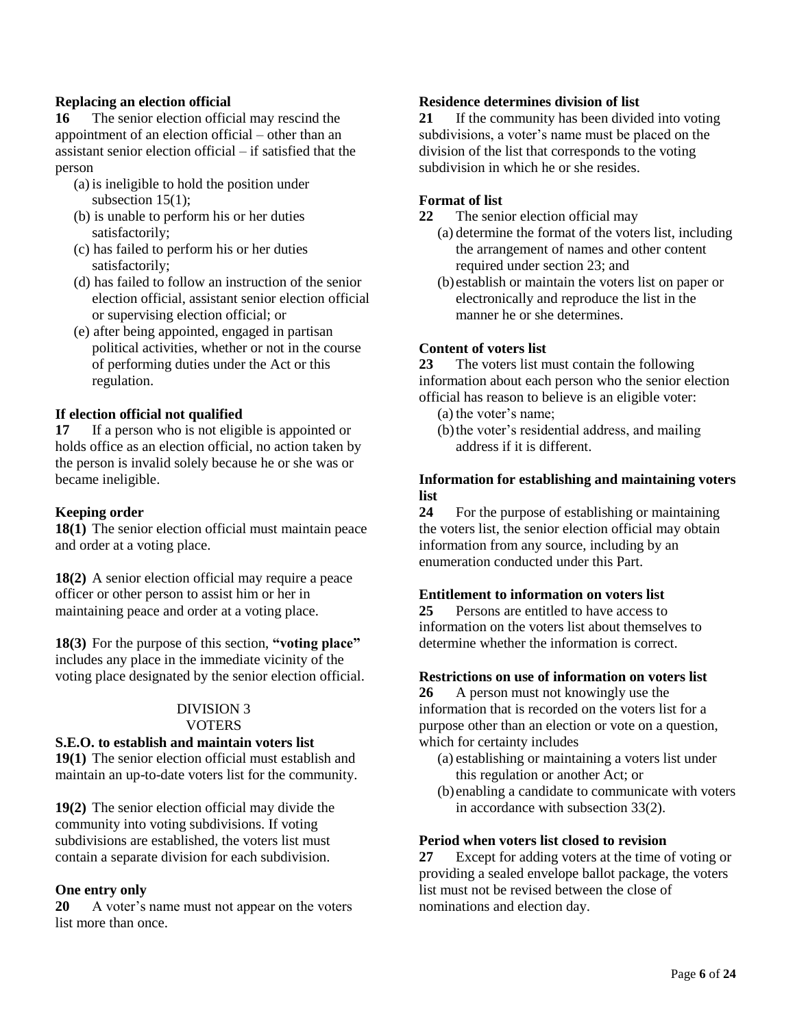**Replacing an election official**

**16** The senior election official may rescind the appointment of an election official – other than an assistant senior election official – if satisfied that the person

(a) is ineligible to hold the position under subsection 15(1);

(b) is unable to perform his or her duties satisfactorily;

(c) has failed to perform his or her duties satisfactorily;

(d) has failed to follow an instruction of the senior election official, assistant senior election official or supervising election official; or

(e) after being appointed, engaged in partisan political activities, whether or not in the course of performing duties under the Act or this regulation.

**If election official not qualified**

**17** If a person who is not eligible is appointed or holds office as an election official, no action taken by the person is invalid solely because he or she was or became ineligible.

**Keeping order**

**18(1)** The senior election official must maintain peace and order at a voting place.

**18(2)** A senior election official may require a peace officer or other person to assist him or her in maintaining peace and order at a voting place.

**18(3)** For the purpose of this section, **"voting place"** includes any place in the immediate vicinity of the voting place designated by the senior election official.

## DIVISION 3
## VOTERS

**S.E.O. to establish and maintain voters list**

**19(1)** The senior election official must establish and maintain an up-to-date voters list for the community.

**19(2)** The senior election official may divide the community into voting subdivisions. If voting subdivisions are established, the voters list must contain a separate division for each subdivision.

**One entry only**

**20** A voter's name must not appear on the voters list more than once.

**Residence determines division of list**

**21** If the community has been divided into voting subdivisions, a voter's name must be placed on the division of the list that corresponds to the voting subdivision in which he or she resides.

**Format of list**

**22** The senior election official may

(a) determine the format of the voters list, including the arrangement of names and other content required under section 23; and

(b) establish or maintain the voters list on paper or electronically and reproduce the list in the manner he or she determines.

**Content of voters list**

**23** The voters list must contain the following information about each person who the senior election official has reason to believe is an eligible voter:

(a) the voter's name;

(b) the voter's residential address, and mailing address if it is different.

**Information for establishing and maintaining voters list**

**24** For the purpose of establishing or maintaining the voters list, the senior election official may obtain information from any source, including by an enumeration conducted under this Part.

**Entitlement to information on voters list**

**25** Persons are entitled to have access to information on the voters list about themselves to determine whether the information is correct.

**Restrictions on use of information on voters list**

**26** A person must not knowingly use the information that is recorded on the voters list for a purpose other than an election or vote on a question, which for certainty includes

(a) establishing or maintaining a voters list under this regulation or another Act; or

(b) enabling a candidate to communicate with voters in accordance with subsection 33(2).

**Period when voters list closed to revision**

**27** Except for adding voters at the time of voting or providing a sealed envelope ballot package, the voters list must not be revised between the close of nominations and election day.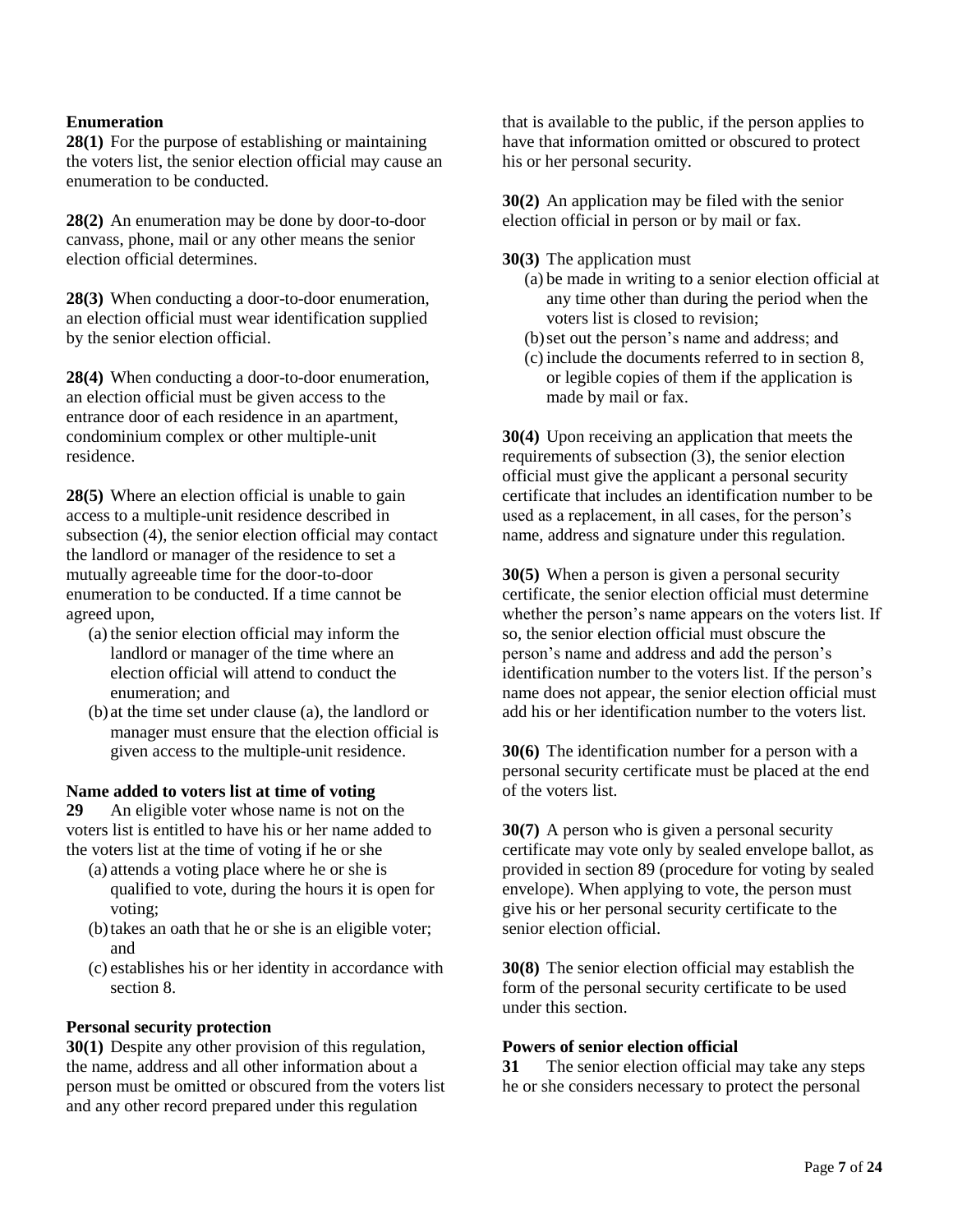**Enumeration**

**28(1)** For the purpose of establishing or maintaining the voters list, the senior election official may cause an enumeration to be conducted.

**28(2)** An enumeration may be done by door-to-door canvass, phone, mail or any other means the senior election official determines.

**28(3)** When conducting a door-to-door enumeration, an election official must wear identification supplied by the senior election official.

**28(4)** When conducting a door-to-door enumeration, an election official must be given access to the entrance door of each residence in an apartment, condominium complex or other multiple-unit residence.

**28(5)** Where an election official is unable to gain access to a multiple-unit residence described in subsection (4), the senior election official may contact the landlord or manager of the residence to set a mutually agreeable time for the door-to-door enumeration to be conducted. If a time cannot be agreed upon,

(a) the senior election official may inform the landlord or manager of the time where an election official will attend to conduct the enumeration; and

(b) at the time set under clause (a), the landlord or manager must ensure that the election official is given access to the multiple-unit residence.

**Name added to voters list at time of voting**

**29** An eligible voter whose name is not on the voters list is entitled to have his or her name added to the voters list at the time of voting if he or she

(a) attends a voting place where he or she is qualified to vote, during the hours it is open for voting;

(b) takes an oath that he or she is an eligible voter; and

(c) establishes his or her identity in accordance with section 8.

**Personal security protection**

**30(1)** Despite any other provision of this regulation, the name, address and all other information about a person must be omitted or obscured from the voters list and any other record prepared under this regulation that is available to the public, if the person applies to have that information omitted or obscured to protect his or her personal security.

**30(2)** An application may be filed with the senior election official in person or by mail or fax.

**30(3)** The application must

(a) be made in writing to a senior election official at any time other than during the period when the voters list is closed to revision;

(b) set out the person's name and address; and

(c) include the documents referred to in section 8, or legible copies of them if the application is made by mail or fax.

**30(4)** Upon receiving an application that meets the requirements of subsection (3), the senior election official must give the applicant a personal security certificate that includes an identification number to be used as a replacement, in all cases, for the person's name, address and signature under this regulation.

**30(5)** When a person is given a personal security certificate, the senior election official must determine whether the person's name appears on the voters list. If so, the senior election official must obscure the person's name and address and add the person's identification number to the voters list. If the person's name does not appear, the senior election official must add his or her identification number to the voters list.

**30(6)** The identification number for a person with a personal security certificate must be placed at the end of the voters list.

**30(7)** A person who is given a personal security certificate may vote only by sealed envelope ballot, as provided in section 89 (procedure for voting by sealed envelope). When applying to vote, the person must give his or her personal security certificate to the senior election official.

**30(8)** The senior election official may establish the form of the personal security certificate to be used under this section.

**Powers of senior election official**

**31** The senior election official may take any steps he or she considers necessary to protect the personal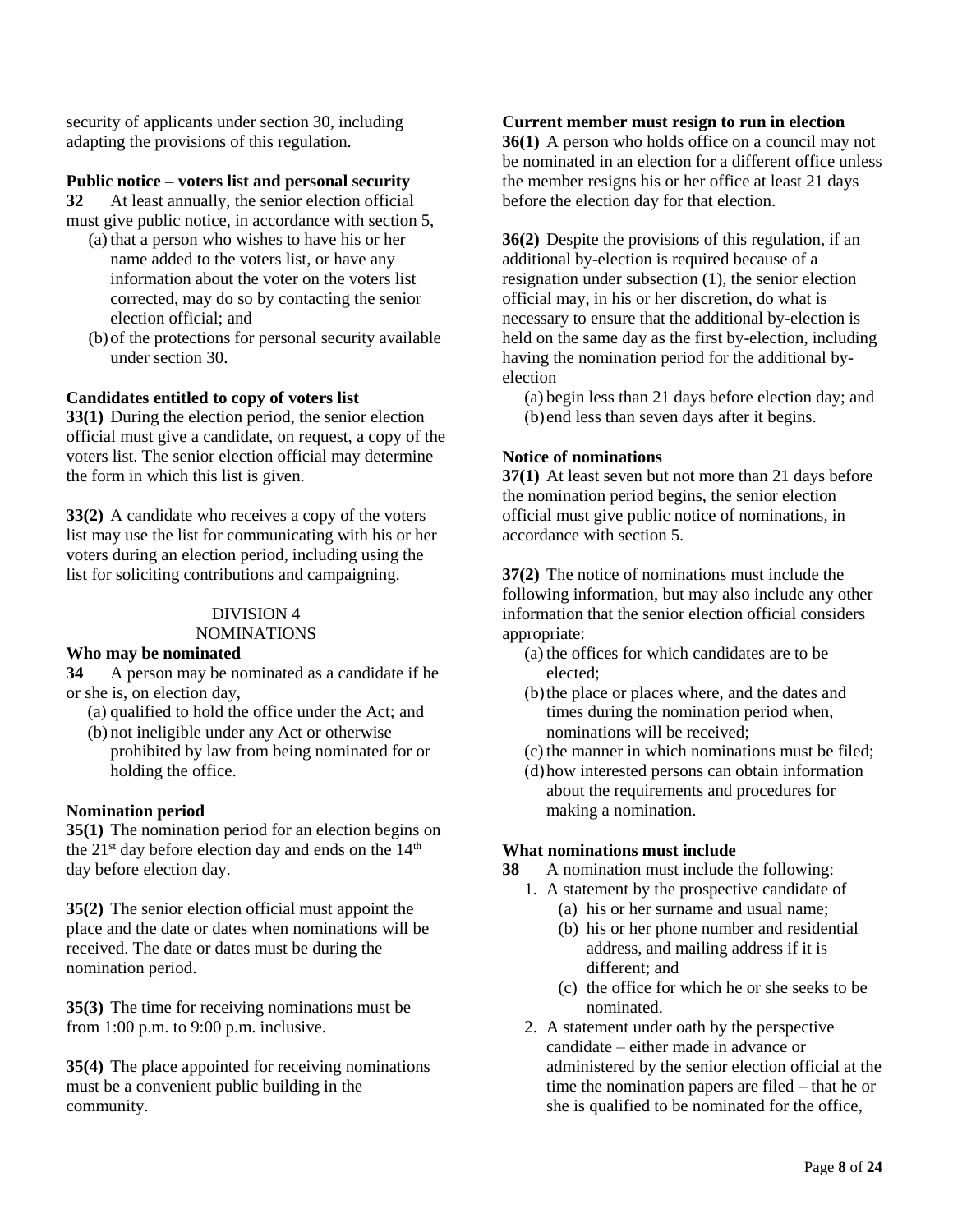security of applicants under section 30, including adapting the provisions of this regulation.

**Public notice – voters list and personal security**

**32** At least annually, the senior election official must give public notice, in accordance with section 5,

(a) that a person who wishes to have his or her name added to the voters list, or have any information about the voter on the voters list corrected, may do so by contacting the senior election official; and

(b) of the protections for personal security available under section 30.

**Candidates entitled to copy of voters list**

**33(1)** During the election period, the senior election official must give a candidate, on request, a copy of the voters list. The senior election official may determine the form in which this list is given.

**33(2)** A candidate who receives a copy of the voters list may use the list for communicating with his or her voters during an election period, including using the list for soliciting contributions and campaigning.

## DIVISION 4
## NOMINATIONS

**Who may be nominated**

**34** A person may be nominated as a candidate if he or she is, on election day,

(a) qualified to hold the office under the Act; and

(b) not ineligible under any Act or otherwise prohibited by law from being nominated for or holding the office.

**Nomination period**

**35(1)** The nomination period for an election begins on the 21st day before election day and ends on the 14th day before election day.

**35(2)** The senior election official must appoint the place and the date or dates when nominations will be received. The date or dates must be during the nomination period.

**35(3)** The time for receiving nominations must be from 1:00 p.m. to 9:00 p.m. inclusive.

**35(4)** The place appointed for receiving nominations must be a convenient public building in the community.

**Current member must resign to run in election**

**36(1)** A person who holds office on a council may not be nominated in an election for a different office unless the member resigns his or her office at least 21 days before the election day for that election.

**36(2)** Despite the provisions of this regulation, if an additional by-election is required because of a resignation under subsection (1), the senior election official may, in his or her discretion, do what is necessary to ensure that the additional by-election is held on the same day as the first by-election, including having the nomination period for the additional by-election

(a) begin less than 21 days before election day; and

(b) end less than seven days after it begins.

**Notice of nominations**

**37(1)** At least seven but not more than 21 days before the nomination period begins, the senior election official must give public notice of nominations, in accordance with section 5.

**37(2)** The notice of nominations must include the following information, but may also include any other information that the senior election official considers appropriate:

(a) the offices for which candidates are to be elected;

(b) the place or places where, and the dates and times during the nomination period when, nominations will be received;

(c) the manner in which nominations must be filed;

(d) how interested persons can obtain information about the requirements and procedures for making a nomination.

**What nominations must include**

**38** A nomination must include the following:

1. A statement by the prospective candidate of
   (a) his or her surname and usual name;
   (b) his or her phone number and residential address, and mailing address if it is different; and
   (c) the office for which he or she seeks to be nominated.
2. A statement under oath by the perspective candidate – either made in advance or administered by the senior election official at the time the nomination papers are filed – that he or she is qualified to be nominated for the office,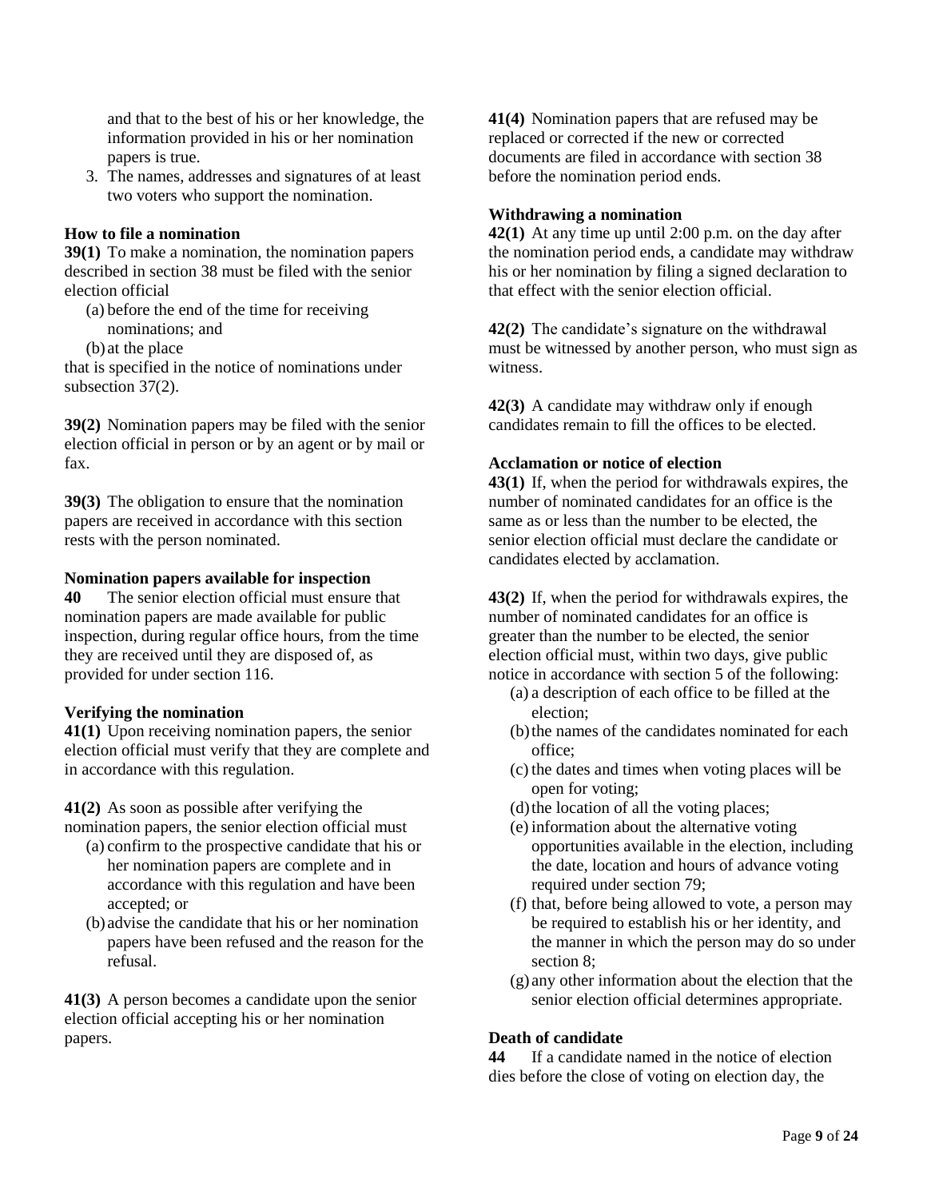and that to the best of his or her knowledge, the information provided in his or her nomination papers is true.

3. The names, addresses and signatures of at least two voters who support the nomination.

**How to file a nomination**

**39(1)** To make a nomination, the nomination papers described in section 38 must be filed with the senior election official

(a) before the end of the time for receiving nominations; and

(b) at the place

that is specified in the notice of nominations under subsection 37(2).

**39(2)** Nomination papers may be filed with the senior election official in person or by an agent or by mail or fax.

**39(3)** The obligation to ensure that the nomination papers are received in accordance with this section rests with the person nominated.

**Nomination papers available for inspection**

**40** The senior election official must ensure that nomination papers are made available for public inspection, during regular office hours, from the time they are received until they are disposed of, as provided for under section 116.

**Verifying the nomination**

**41(1)** Upon receiving nomination papers, the senior election official must verify that they are complete and in accordance with this regulation.

**41(2)** As soon as possible after verifying the nomination papers, the senior election official must

(a) confirm to the prospective candidate that his or her nomination papers are complete and in accordance with this regulation and have been accepted; or

(b) advise the candidate that his or her nomination papers have been refused and the reason for the refusal.

**41(3)** A person becomes a candidate upon the senior election official accepting his or her nomination papers.

**41(4)** Nomination papers that are refused may be replaced or corrected if the new or corrected documents are filed in accordance with section 38 before the nomination period ends.

**Withdrawing a nomination**

**42(1)** At any time up until 2:00 p.m. on the day after the nomination period ends, a candidate may withdraw his or her nomination by filing a signed declaration to that effect with the senior election official.

**42(2)** The candidate's signature on the withdrawal must be witnessed by another person, who must sign as witness.

**42(3)** A candidate may withdraw only if enough candidates remain to fill the offices to be elected.

**Acclamation or notice of election**

**43(1)** If, when the period for withdrawals expires, the number of nominated candidates for an office is the same as or less than the number to be elected, the senior election official must declare the candidate or candidates elected by acclamation.

**43(2)** If, when the period for withdrawals expires, the number of nominated candidates for an office is greater than the number to be elected, the senior election official must, within two days, give public notice in accordance with section 5 of the following:

(a) a description of each office to be filled at the election;

(b) the names of the candidates nominated for each office;

(c) the dates and times when voting places will be open for voting;

(d) the location of all the voting places;

(e) information about the alternative voting opportunities available in the election, including the date, location and hours of advance voting required under section 79;

(f) that, before being allowed to vote, a person may be required to establish his or her identity, and the manner in which the person may do so under section 8;

(g) any other information about the election that the senior election official determines appropriate.

**Death of candidate**

**44** If a candidate named in the notice of election dies before the close of voting on election day, the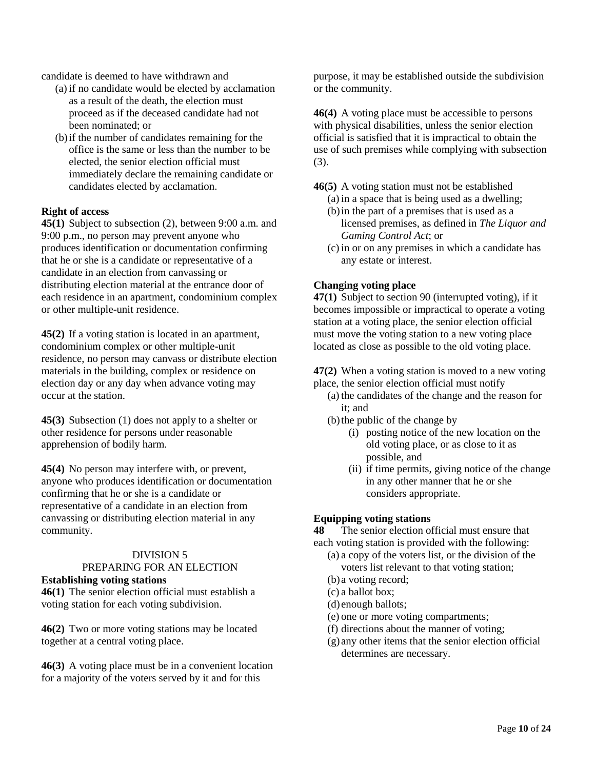candidate is deemed to have withdrawn and

- (a) if no candidate would be elected by acclamation as a result of the death, the election must proceed as if the deceased candidate had not been nominated; or
- (b) if the number of candidates remaining for the office is the same or less than the number to be elected, the senior election official must immediately declare the remaining candidate or candidates elected by acclamation.

**Right of access**

**45(1)** Subject to subsection (2), between 9:00 a.m. and 9:00 p.m., no person may prevent anyone who produces identification or documentation confirming that he or she is a candidate or representative of a candidate in an election from canvassing or distributing election material at the entrance door of each residence in an apartment, condominium complex or other multiple-unit residence.

**45(2)** If a voting station is located in an apartment, condominium complex or other multiple-unit residence, no person may canvass or distribute election materials in the building, complex or residence on election day or any day when advance voting may occur at the station.

**45(3)** Subsection (1) does not apply to a shelter or other residence for persons under reasonable apprehension of bodily harm.

**45(4)** No person may interfere with, or prevent, anyone who produces identification or documentation confirming that he or she is a candidate or representative of a candidate in an election from canvassing or distributing election material in any community.

## DIVISION 5
## PREPARING FOR AN ELECTION

**Establishing voting stations**

**46(1)** The senior election official must establish a voting station for each voting subdivision.

**46(2)** Two or more voting stations may be located together at a central voting place.

**46(3)** A voting place must be in a convenient location for a majority of the voters served by it and for this purpose, it may be established outside the subdivision or the community.

**46(4)** A voting place must be accessible to persons with physical disabilities, unless the senior election official is satisfied that it is impractical to obtain the use of such premises while complying with subsection (3).

**46(5)** A voting station must not be established

- (a) in a space that is being used as a dwelling;
- (b) in the part of a premises that is used as a licensed premises, as defined in *The Liquor and Gaming Control Act*; or
- (c) in or on any premises in which a candidate has any estate or interest.

**Changing voting place**

**47(1)** Subject to section 90 (interrupted voting), if it becomes impossible or impractical to operate a voting station at a voting place, the senior election official must move the voting station to a new voting place located as close as possible to the old voting place.

**47(2)** When a voting station is moved to a new voting place, the senior election official must notify

- (a) the candidates of the change and the reason for it; and
- (b) the public of the change by
  - (i) posting notice of the new location on the old voting place, or as close to it as possible, and
  - (ii) if time permits, giving notice of the change in any other manner that he or she considers appropriate.

**Equipping voting stations**

**48** The senior election official must ensure that each voting station is provided with the following:

- (a) a copy of the voters list, or the division of the voters list relevant to that voting station;
- (b) a voting record;
- (c) a ballot box;
- (d) enough ballots;
- (e) one or more voting compartments;
- (f) directions about the manner of voting;
- (g) any other items that the senior election official determines are necessary.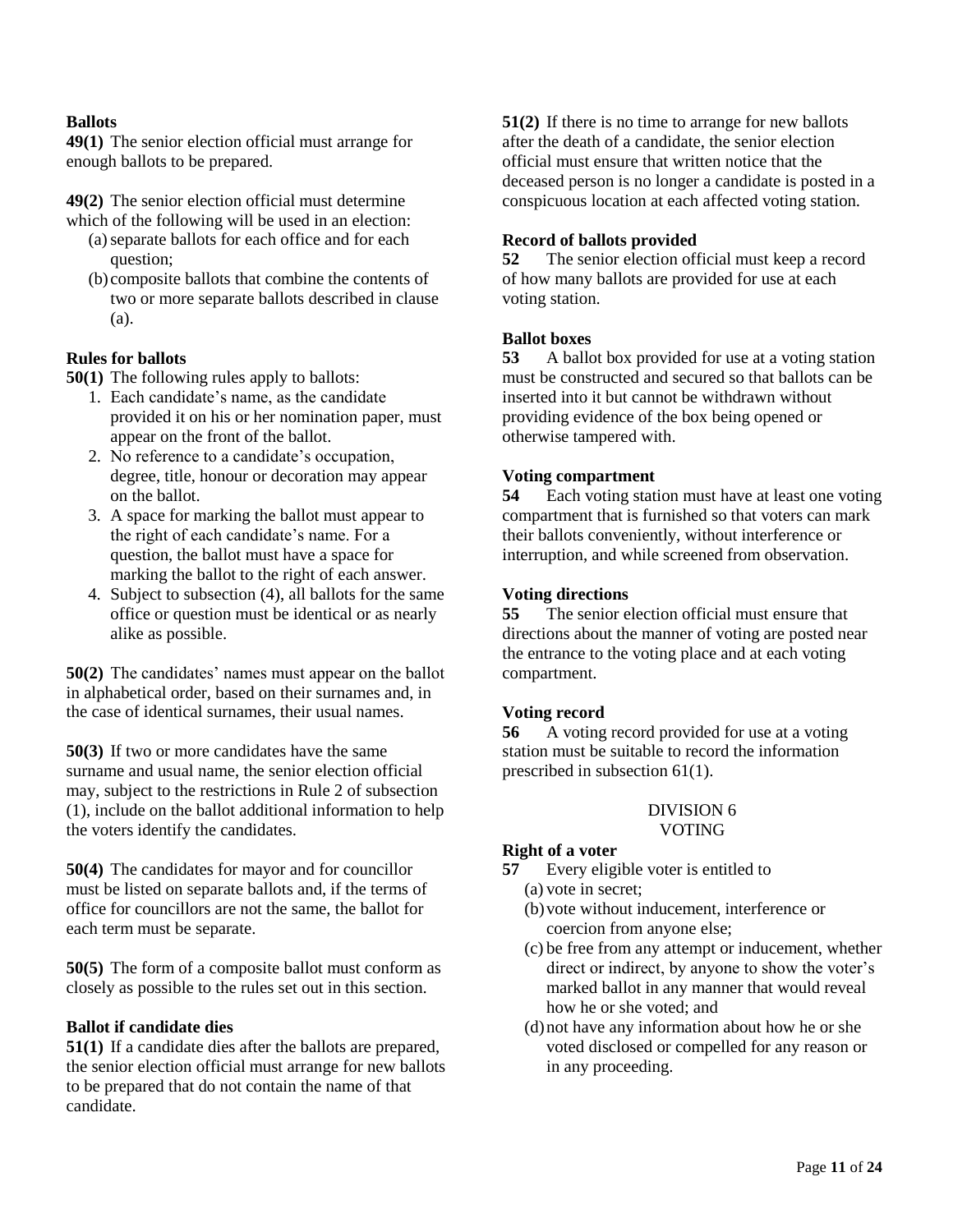**Ballots**

**49(1)** The senior election official must arrange for enough ballots to be prepared.

**49(2)** The senior election official must determine which of the following will be used in an election:

(a) separate ballots for each office and for each question;

(b) composite ballots that combine the contents of two or more separate ballots described in clause (a).

**Rules for ballots**

**50(1)** The following rules apply to ballots:

1. Each candidate's name, as the candidate provided it on his or her nomination paper, must appear on the front of the ballot.
2. No reference to a candidate's occupation, degree, title, honour or decoration may appear on the ballot.
3. A space for marking the ballot must appear to the right of each candidate's name. For a question, the ballot must have a space for marking the ballot to the right of each answer.
4. Subject to subsection (4), all ballots for the same office or question must be identical or as nearly alike as possible.

**50(2)** The candidates' names must appear on the ballot in alphabetical order, based on their surnames and, in the case of identical surnames, their usual names.

**50(3)** If two or more candidates have the same surname and usual name, the senior election official may, subject to the restrictions in Rule 2 of subsection (1), include on the ballot additional information to help the voters identify the candidates.

**50(4)** The candidates for mayor and for councillor must be listed on separate ballots and, if the terms of office for councillors are not the same, the ballot for each term must be separate.

**50(5)** The form of a composite ballot must conform as closely as possible to the rules set out in this section.

**Ballot if candidate dies**

**51(1)** If a candidate dies after the ballots are prepared, the senior election official must arrange for new ballots to be prepared that do not contain the name of that candidate.

**51(2)** If there is no time to arrange for new ballots after the death of a candidate, the senior election official must ensure that written notice that the deceased person is no longer a candidate is posted in a conspicuous location at each affected voting station.

**Record of ballots provided**

**52** The senior election official must keep a record of how many ballots are provided for use at each voting station.

**Ballot boxes**

**53** A ballot box provided for use at a voting station must be constructed and secured so that ballots can be inserted into it but cannot be withdrawn without providing evidence of the box being opened or otherwise tampered with.

**Voting compartment**

**54** Each voting station must have at least one voting compartment that is furnished so that voters can mark their ballots conveniently, without interference or interruption, and while screened from observation.

**Voting directions**

**55** The senior election official must ensure that directions about the manner of voting are posted near the entrance to the voting place and at each voting compartment.

**Voting record**

**56** A voting record provided for use at a voting station must be suitable to record the information prescribed in subsection 61(1).

## DIVISION 6
## VOTING

**Right of a voter**

**57** Every eligible voter is entitled to

(a) vote in secret;

(b) vote without inducement, interference or coercion from anyone else;

(c) be free from any attempt or inducement, whether direct or indirect, by anyone to show the voter's marked ballot in any manner that would reveal how he or she voted; and

(d) not have any information about how he or she voted disclosed or compelled for any reason or in any proceeding.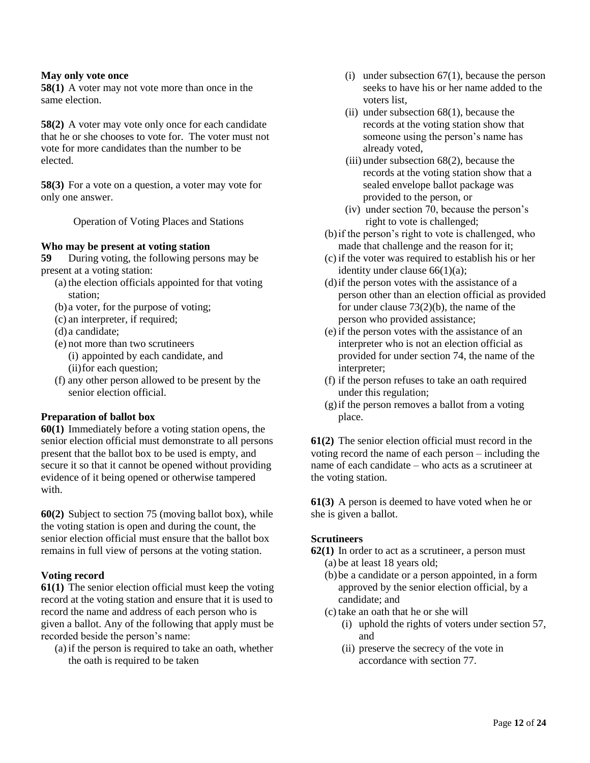**May only vote once**

**58(1)** A voter may not vote more than once in the same election.

**58(2)** A voter may vote only once for each candidate that he or she chooses to vote for. The voter must not vote for more candidates than the number to be elected.

**58(3)** For a vote on a question, a voter may vote for only one answer.

Operation of Voting Places and Stations

**Who may be present at voting station**

**59** During voting, the following persons may be present at a voting station:

- (a) the election officials appointed for that voting station;
- (b) a voter, for the purpose of voting;
- (c) an interpreter, if required;
- (d) a candidate;
- (e) not more than two scrutineers
  - (i) appointed by each candidate, and
  - (ii) for each question;
- (f) any other person allowed to be present by the senior election official.

**Preparation of ballot box**

**60(1)** Immediately before a voting station opens, the senior election official must demonstrate to all persons present that the ballot box to be used is empty, and secure it so that it cannot be opened without providing evidence of it being opened or otherwise tampered with.

**60(2)** Subject to section 75 (moving ballot box), while the voting station is open and during the count, the senior election official must ensure that the ballot box remains in full view of persons at the voting station.

**Voting record**

**61(1)** The senior election official must keep the voting record at the voting station and ensure that it is used to record the name and address of each person who is given a ballot. Any of the following that apply must be recorded beside the person's name:

- (a) if the person is required to take an oath, whether the oath is required to be taken
  - (i) under subsection 67(1), because the person seeks to have his or her name added to the voters list,
  - (ii) under subsection 68(1), because the records at the voting station show that someone using the person's name has already voted,
  - (iii) under subsection 68(2), because the records at the voting station show that a sealed envelope ballot package was provided to the person, or
  - (iv) under section 70, because the person's right to vote is challenged;
- (b) if the person's right to vote is challenged, who made that challenge and the reason for it;
- (c) if the voter was required to establish his or her identity under clause 66(1)(a);
- (d) if the person votes with the assistance of a person other than an election official as provided for under clause 73(2)(b), the name of the person who provided assistance;
- (e) if the person votes with the assistance of an interpreter who is not an election official as provided for under section 74, the name of the interpreter;
- (f) if the person refuses to take an oath required under this regulation;
- (g) if the person removes a ballot from a voting place.

**61(2)** The senior election official must record in the voting record the name of each person – including the name of each candidate – who acts as a scrutineer at the voting station.

**61(3)** A person is deemed to have voted when he or she is given a ballot.

**Scrutineers**

**62(1)** In order to act as a scrutineer, a person must

- (a) be at least 18 years old;
- (b) be a candidate or a person appointed, in a form approved by the senior election official, by a candidate; and
- (c) take an oath that he or she will
  - (i) uphold the rights of voters under section 57, and
  - (ii) preserve the secrecy of the vote in accordance with section 77.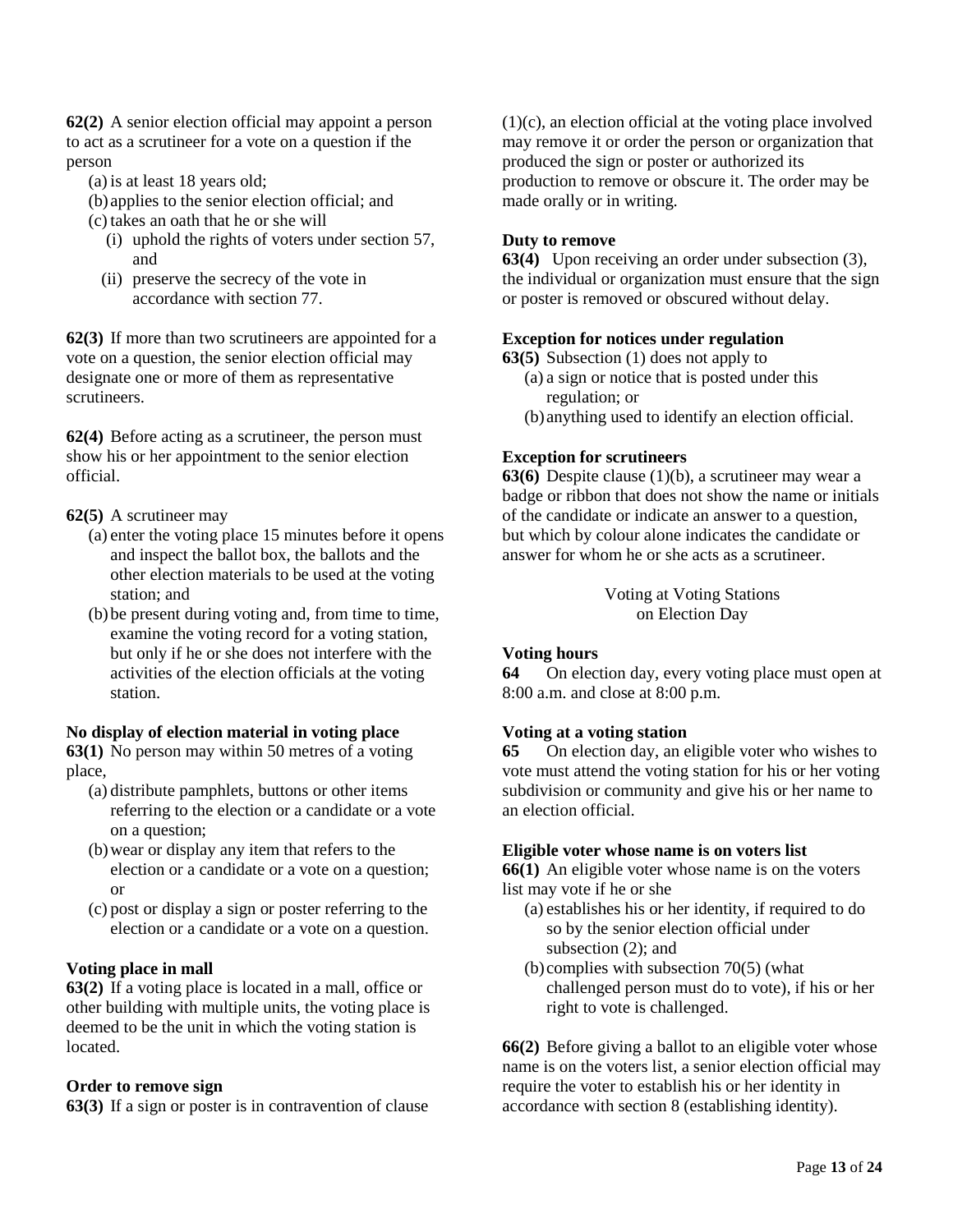**62(2)** A senior election official may appoint a person to act as a scrutineer for a vote on a question if the person

(a) is at least 18 years old;

(b) applies to the senior election official; and

(c) takes an oath that he or she will

   (i) uphold the rights of voters under section 57, and

   (ii) preserve the secrecy of the vote in accordance with section 77.

**62(3)** If more than two scrutineers are appointed for a vote on a question, the senior election official may designate one or more of them as representative scrutineers.

**62(4)** Before acting as a scrutineer, the person must show his or her appointment to the senior election official.

**62(5)** A scrutineer may

(a) enter the voting place 15 minutes before it opens and inspect the ballot box, the ballots and the other election materials to be used at the voting station; and

(b) be present during voting and, from time to time, examine the voting record for a voting station, but only if he or she does not interfere with the activities of the election officials at the voting station.

**No display of election material in voting place**

**63(1)** No person may within 50 metres of a voting place,

(a) distribute pamphlets, buttons or other items referring to the election or a candidate or a vote on a question;

(b) wear or display any item that refers to the election or a candidate or a vote on a question; or

(c) post or display a sign or poster referring to the election or a candidate or a vote on a question.

**Voting place in mall**

**63(2)** If a voting place is located in a mall, office or other building with multiple units, the voting place is deemed to be the unit in which the voting station is located.

**Order to remove sign**

**63(3)** If a sign or poster is in contravention of clause (1)(c), an election official at the voting place involved may remove it or order the person or organization that produced the sign or poster or authorized its production to remove or obscure it. The order may be made orally or in writing.

**Duty to remove**

**63(4)** Upon receiving an order under subsection (3), the individual or organization must ensure that the sign or poster is removed or obscured without delay.

**Exception for notices under regulation**

**63(5)** Subsection (1) does not apply to

(a) a sign or notice that is posted under this regulation; or

(b) anything used to identify an election official.

**Exception for scrutineers**

**63(6)** Despite clause (1)(b), a scrutineer may wear a badge or ribbon that does not show the name or initials of the candidate or indicate an answer to a question, but which by colour alone indicates the candidate or answer for whom he or she acts as a scrutineer.

## Voting at Voting Stations on Election Day

**Voting hours**

**64** On election day, every voting place must open at 8:00 a.m. and close at 8:00 p.m.

**Voting at a voting station**

**65** On election day, an eligible voter who wishes to vote must attend the voting station for his or her voting subdivision or community and give his or her name to an election official.

**Eligible voter whose name is on voters list**

**66(1)** An eligible voter whose name is on the voters list may vote if he or she

(a) establishes his or her identity, if required to do so by the senior election official under subsection (2); and

(b) complies with subsection 70(5) (what challenged person must do to vote), if his or her right to vote is challenged.

**66(2)** Before giving a ballot to an eligible voter whose name is on the voters list, a senior election official may require the voter to establish his or her identity in accordance with section 8 (establishing identity).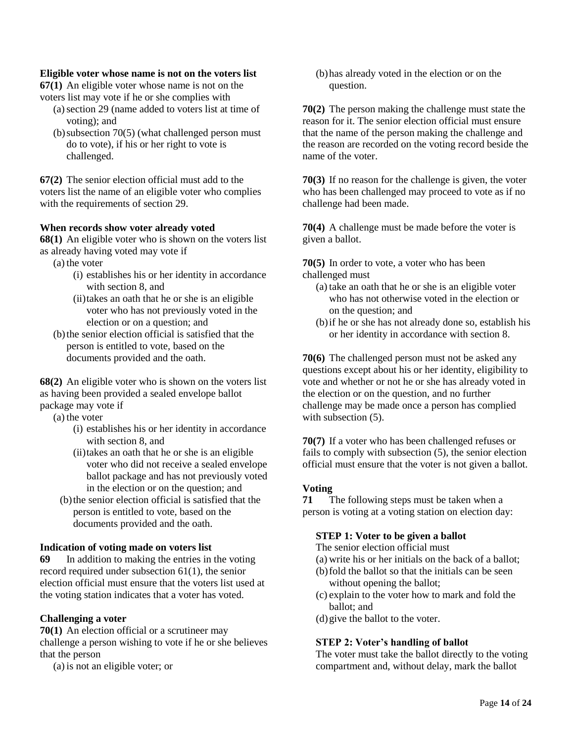**Eligible voter whose name is not on the voters list**

**67(1)** An eligible voter whose name is not on the voters list may vote if he or she complies with

(a) section 29 (name added to voters list at time of voting); and

(b) subsection 70(5) (what challenged person must do to vote), if his or her right to vote is challenged.

**67(2)** The senior election official must add to the voters list the name of an eligible voter who complies with the requirements of section 29.

**When records show voter already voted**

**68(1)** An eligible voter who is shown on the voters list as already having voted may vote if

(a) the voter

(i) establishes his or her identity in accordance with section 8, and

(ii) takes an oath that he or she is an eligible voter who has not previously voted in the election or on a question; and

(b) the senior election official is satisfied that the person is entitled to vote, based on the documents provided and the oath.

**68(2)** An eligible voter who is shown on the voters list as having been provided a sealed envelope ballot package may vote if

(a) the voter

(i) establishes his or her identity in accordance with section 8, and

(ii) takes an oath that he or she is an eligible voter who did not receive a sealed envelope ballot package and has not previously voted in the election or on the question; and

(b) the senior election official is satisfied that the person is entitled to vote, based on the documents provided and the oath.

**Indication of voting made on voters list**

**69** In addition to making the entries in the voting record required under subsection 61(1), the senior election official must ensure that the voters list used at the voting station indicates that a voter has voted.

**Challenging a voter**

**70(1)** An election official or a scrutineer may challenge a person wishing to vote if he or she believes that the person

(a) is not an eligible voter; or

(b) has already voted in the election or on the question.

**70(2)** The person making the challenge must state the reason for it. The senior election official must ensure that the name of the person making the challenge and the reason are recorded on the voting record beside the name of the voter.

**70(3)** If no reason for the challenge is given, the voter who has been challenged may proceed to vote as if no challenge had been made.

**70(4)** A challenge must be made before the voter is given a ballot.

**70(5)** In order to vote, a voter who has been challenged must

(a) take an oath that he or she is an eligible voter who has not otherwise voted in the election or on the question; and

(b) if he or she has not already done so, establish his or her identity in accordance with section 8.

**70(6)** The challenged person must not be asked any questions except about his or her identity, eligibility to vote and whether or not he or she has already voted in the election or on the question, and no further challenge may be made once a person has complied with subsection (5).

**70(7)** If a voter who has been challenged refuses or fails to comply with subsection (5), the senior election official must ensure that the voter is not given a ballot.

**Voting**

**71** The following steps must be taken when a person is voting at a voting station on election day:

**STEP 1: Voter to be given a ballot**

The senior election official must

(a) write his or her initials on the back of a ballot;

(b) fold the ballot so that the initials can be seen without opening the ballot;

(c) explain to the voter how to mark and fold the ballot; and

(d) give the ballot to the voter.

**STEP 2: Voter's handling of ballot**

The voter must take the ballot directly to the voting compartment and, without delay, mark the ballot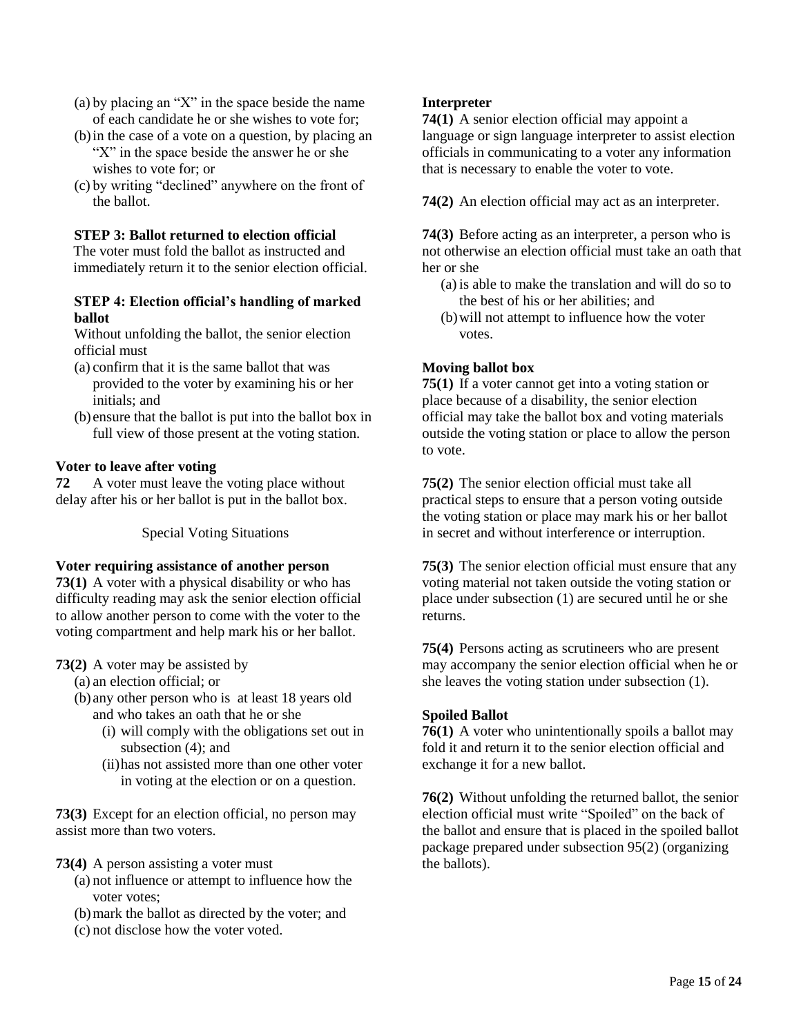(a) by placing an "X" in the space beside the name of each candidate he or she wishes to vote for;
(b) in the case of a vote on a question, by placing an "X" in the space beside the answer he or she wishes to vote for; or
(c) by writing "declined" anywhere on the front of the ballot.

**STEP 3: Ballot returned to election official**
The voter must fold the ballot as instructed and immediately return it to the senior election official.

**STEP 4: Election official's handling of marked ballot**
Without unfolding the ballot, the senior election official must
(a) confirm that it is the same ballot that was provided to the voter by examining his or her initials; and
(b) ensure that the ballot is put into the ballot box in full view of those present at the voting station.

**Voter to leave after voting**
**72** A voter must leave the voting place without delay after his or her ballot is put in the ballot box.

Special Voting Situations

**Voter requiring assistance of another person**
**73(1)** A voter with a physical disability or who has difficulty reading may ask the senior election official to allow another person to come with the voter to the voting compartment and help mark his or her ballot.

**73(2)** A voter may be assisted by
(a) an election official; or
(b) any other person who is at least 18 years old and who takes an oath that he or she
(i) will comply with the obligations set out in subsection (4); and
(ii) has not assisted more than one other voter in voting at the election or on a question.

**73(3)** Except for an election official, no person may assist more than two voters.

**73(4)** A person assisting a voter must
(a) not influence or attempt to influence how the voter votes;
(b) mark the ballot as directed by the voter; and
(c) not disclose how the voter voted.

**Interpreter**
**74(1)** A senior election official may appoint a language or sign language interpreter to assist election officials in communicating to a voter any information that is necessary to enable the voter to vote.

**74(2)** An election official may act as an interpreter.

**74(3)** Before acting as an interpreter, a person who is not otherwise an election official must take an oath that her or she
(a) is able to make the translation and will do so to the best of his or her abilities; and
(b) will not attempt to influence how the voter votes.

**Moving ballot box**
**75(1)** If a voter cannot get into a voting station or place because of a disability, the senior election official may take the ballot box and voting materials outside the voting station or place to allow the person to vote.

**75(2)** The senior election official must take all practical steps to ensure that a person voting outside the voting station or place may mark his or her ballot in secret and without interference or interruption.

**75(3)** The senior election official must ensure that any voting material not taken outside the voting station or place under subsection (1) are secured until he or she returns.

**75(4)** Persons acting as scrutineers who are present may accompany the senior election official when he or she leaves the voting station under subsection (1).

**Spoiled Ballot**
**76(1)** A voter who unintentionally spoils a ballot may fold it and return it to the senior election official and exchange it for a new ballot.

**76(2)** Without unfolding the returned ballot, the senior election official must write "Spoiled" on the back of the ballot and ensure that is placed in the spoiled ballot package prepared under subsection 95(2) (organizing the ballots).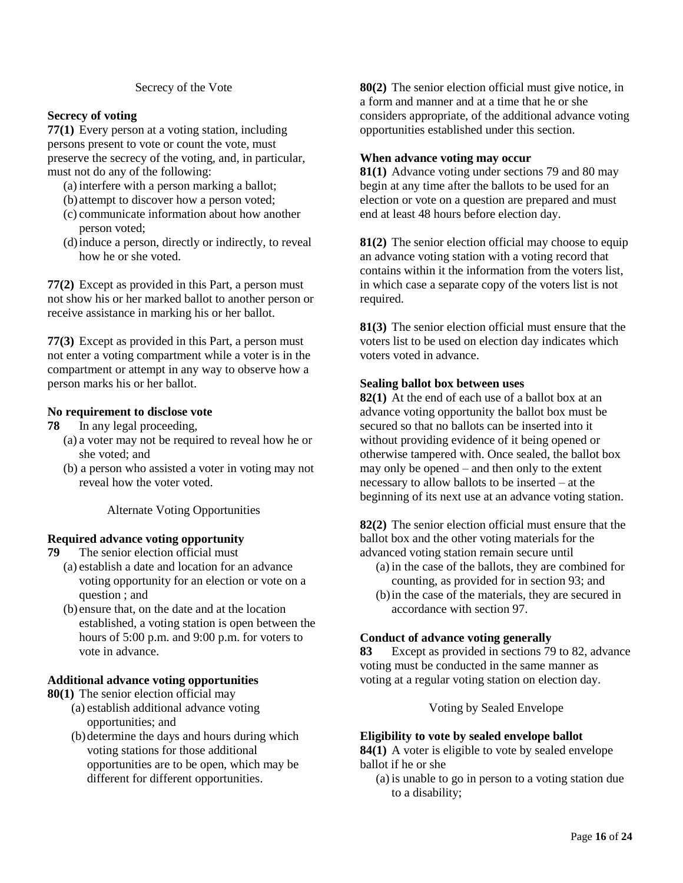## Secrecy of the Vote

**Secrecy of voting**

**77(1)** Every person at a voting station, including persons present to vote or count the vote, must preserve the secrecy of the voting, and, in particular, must not do any of the following:

(a) interfere with a person marking a ballot;
(b) attempt to discover how a person voted;
(c) communicate information about how another person voted;
(d) induce a person, directly or indirectly, to reveal how he or she voted.

**77(2)** Except as provided in this Part, a person must not show his or her marked ballot to another person or receive assistance in marking his or her ballot.

**77(3)** Except as provided in this Part, a person must not enter a voting compartment while a voter is in the compartment or attempt in any way to observe how a person marks his or her ballot.

**No requirement to disclose vote**

**78** In any legal proceeding,

(a) a voter may not be required to reveal how he or she voted; and
(b) a person who assisted a voter in voting may not reveal how the voter voted.

## Alternate Voting Opportunities

**Required advance voting opportunity**

**79** The senior election official must

(a) establish a date and location for an advance voting opportunity for an election or vote on a question ; and
(b) ensure that, on the date and at the location established, a voting station is open between the hours of 5:00 p.m. and 9:00 p.m. for voters to vote in advance.

**Additional advance voting opportunities**

**80(1)** The senior election official may

(a) establish additional advance voting opportunities; and
(b) determine the days and hours during which voting stations for those additional opportunities are to be open, which may be different for different opportunities.

**80(2)** The senior election official must give notice, in a form and manner and at a time that he or she considers appropriate, of the additional advance voting opportunities established under this section.

**When advance voting may occur**

**81(1)** Advance voting under sections 79 and 80 may begin at any time after the ballots to be used for an election or vote on a question are prepared and must end at least 48 hours before election day.

**81(2)** The senior election official may choose to equip an advance voting station with a voting record that contains within it the information from the voters list, in which case a separate copy of the voters list is not required.

**81(3)** The senior election official must ensure that the voters list to be used on election day indicates which voters voted in advance.

**Sealing ballot box between uses**

**82(1)** At the end of each use of a ballot box at an advance voting opportunity the ballot box must be secured so that no ballots can be inserted into it without providing evidence of it being opened or otherwise tampered with. Once sealed, the ballot box may only be opened – and then only to the extent necessary to allow ballots to be inserted – at the beginning of its next use at an advance voting station.

**82(2)** The senior election official must ensure that the ballot box and the other voting materials for the advanced voting station remain secure until

(a) in the case of the ballots, they are combined for counting, as provided for in section 93; and
(b) in the case of the materials, they are secured in accordance with section 97.

**Conduct of advance voting generally**

**83** Except as provided in sections 79 to 82, advance voting must be conducted in the same manner as voting at a regular voting station on election day.

## Voting by Sealed Envelope

**Eligibility to vote by sealed envelope ballot**

**84(1)** A voter is eligible to vote by sealed envelope ballot if he or she

(a) is unable to go in person to a voting station due to a disability;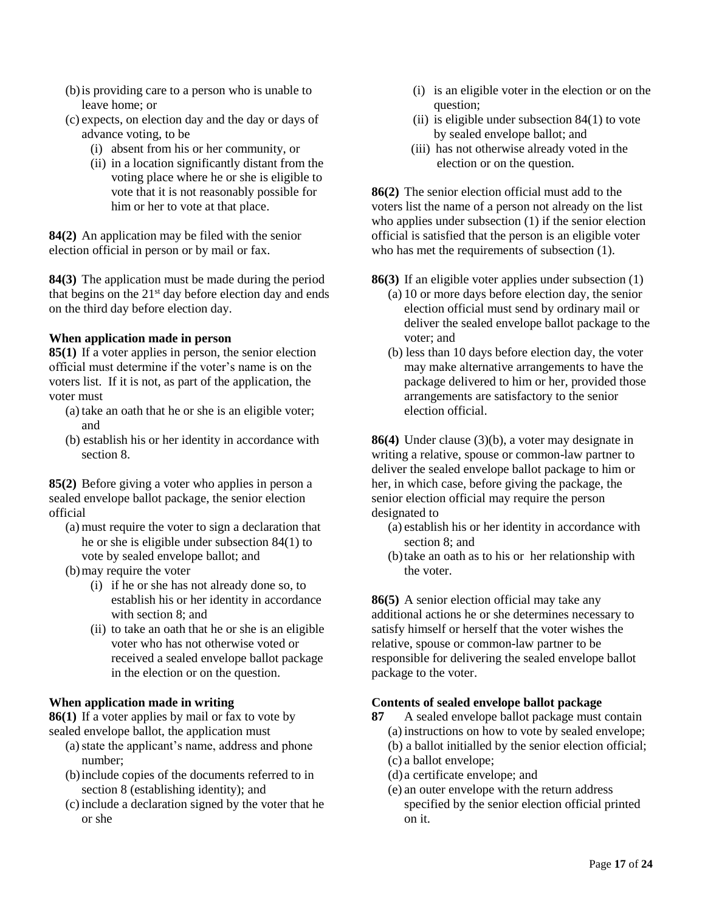(b) is providing care to a person who is unable to leave home; or
(c) expects, on election day and the day or days of advance voting, to be
   (i) absent from his or her community, or
   (ii) in a location significantly distant from the voting place where he or she is eligible to vote that it is not reasonably possible for him or her to vote at that place.

**84(2)** An application may be filed with the senior election official in person or by mail or fax.

**84(3)** The application must be made during the period that begins on the 21st day before election day and ends on the third day before election day.

**When application made in person**

**85(1)** If a voter applies in person, the senior election official must determine if the voter's name is on the voters list. If it is not, as part of the application, the voter must

(a) take an oath that he or she is an eligible voter; and
(b) establish his or her identity in accordance with section 8.

**85(2)** Before giving a voter who applies in person a sealed envelope ballot package, the senior election official

(a) must require the voter to sign a declaration that he or she is eligible under subsection 84(1) to vote by sealed envelope ballot; and
(b) may require the voter
   (i) if he or she has not already done so, to establish his or her identity in accordance with section 8; and
   (ii) to take an oath that he or she is an eligible voter who has not otherwise voted or received a sealed envelope ballot package in the election or on the question.

**When application made in writing**

**86(1)** If a voter applies by mail or fax to vote by sealed envelope ballot, the application must

(a) state the applicant's name, address and phone number;
(b) include copies of the documents referred to in section 8 (establishing identity); and
(c) include a declaration signed by the voter that he or she
   (i) is an eligible voter in the election or on the question;
   (ii) is eligible under subsection 84(1) to vote by sealed envelope ballot; and
   (iii) has not otherwise already voted in the election or on the question.

**86(2)** The senior election official must add to the voters list the name of a person not already on the list who applies under subsection (1) if the senior election official is satisfied that the person is an eligible voter who has met the requirements of subsection (1).

**86(3)** If an eligible voter applies under subsection (1)

(a) 10 or more days before election day, the senior election official must send by ordinary mail or deliver the sealed envelope ballot package to the voter; and
(b) less than 10 days before election day, the voter may make alternative arrangements to have the package delivered to him or her, provided those arrangements are satisfactory to the senior election official.

**86(4)** Under clause (3)(b), a voter may designate in writing a relative, spouse or common-law partner to deliver the sealed envelope ballot package to him or her, in which case, before giving the package, the senior election official may require the person designated to

(a) establish his or her identity in accordance with section 8; and
(b) take an oath as to his or her relationship with the voter.

**86(5)** A senior election official may take any additional actions he or she determines necessary to satisfy himself or herself that the voter wishes the relative, spouse or common-law partner to be responsible for delivering the sealed envelope ballot package to the voter.

**Contents of sealed envelope ballot package**

**87** A sealed envelope ballot package must contain

(a) instructions on how to vote by sealed envelope;
(b) a ballot initialled by the senior election official;
(c) a ballot envelope;
(d) a certificate envelope; and
(e) an outer envelope with the return address specified by the senior election official printed on it.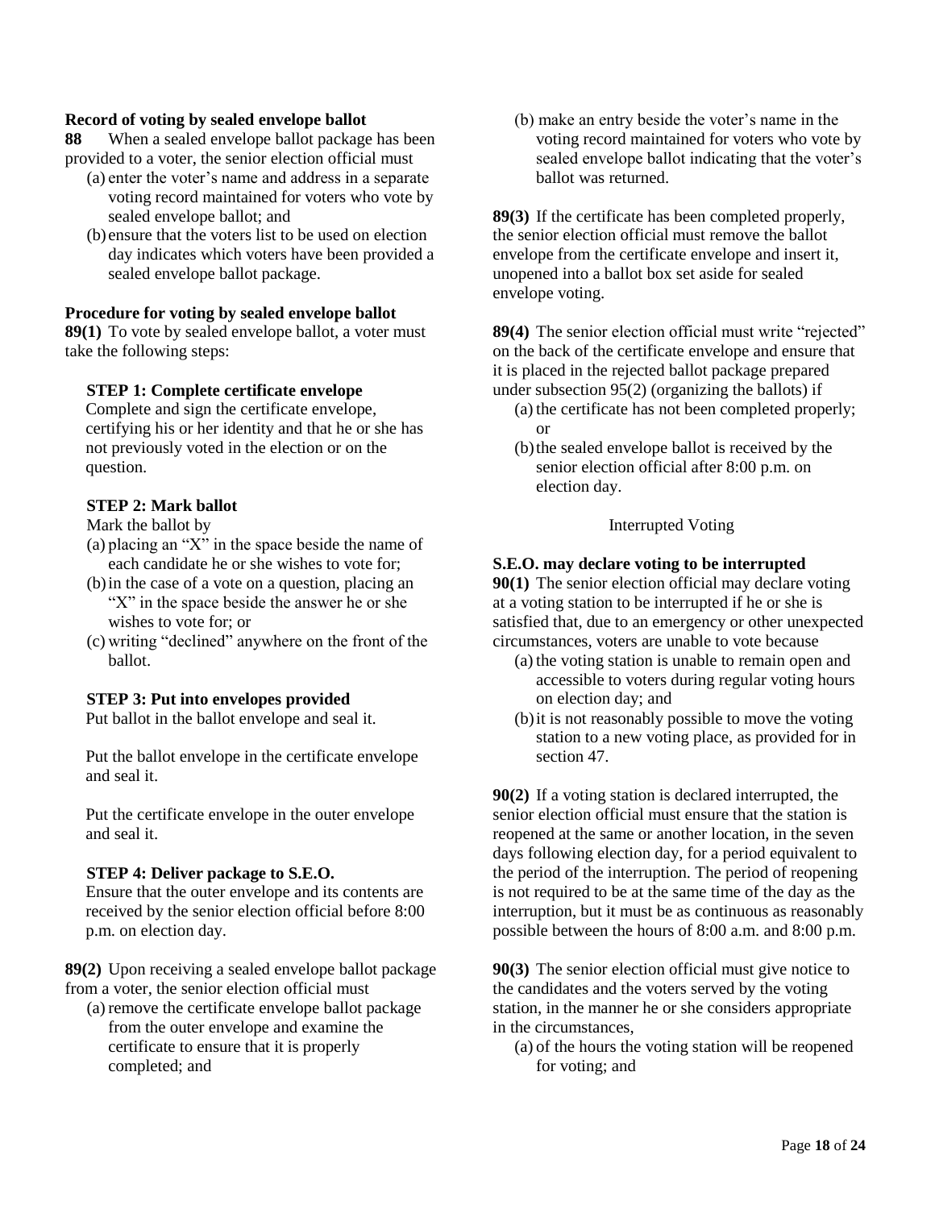**Record of voting by sealed envelope ballot**

**88** When a sealed envelope ballot package has been provided to a voter, the senior election official must

(a) enter the voter's name and address in a separate voting record maintained for voters who vote by sealed envelope ballot; and

(b) ensure that the voters list to be used on election day indicates which voters have been provided a sealed envelope ballot package.

**Procedure for voting by sealed envelope ballot**

**89(1)** To vote by sealed envelope ballot, a voter must take the following steps:

**STEP 1: Complete certificate envelope**

Complete and sign the certificate envelope, certifying his or her identity and that he or she has not previously voted in the election or on the question.

**STEP 2: Mark ballot**

Mark the ballot by

(a) placing an "X" in the space beside the name of each candidate he or she wishes to vote for;

(b) in the case of a vote on a question, placing an "X" in the space beside the answer he or she wishes to vote for; or

(c) writing "declined" anywhere on the front of the ballot.

**STEP 3: Put into envelopes provided**

Put ballot in the ballot envelope and seal it.

Put the ballot envelope in the certificate envelope and seal it.

Put the certificate envelope in the outer envelope and seal it.

**STEP 4: Deliver package to S.E.O.**

Ensure that the outer envelope and its contents are received by the senior election official before 8:00 p.m. on election day.

**89(2)** Upon receiving a sealed envelope ballot package from a voter, the senior election official must

(a) remove the certificate envelope ballot package from the outer envelope and examine the certificate to ensure that it is properly completed; and

(b) make an entry beside the voter's name in the voting record maintained for voters who vote by sealed envelope ballot indicating that the voter's ballot was returned.

**89(3)** If the certificate has been completed properly, the senior election official must remove the ballot envelope from the certificate envelope and insert it, unopened into a ballot box set aside for sealed envelope voting.

**89(4)** The senior election official must write "rejected" on the back of the certificate envelope and ensure that it is placed in the rejected ballot package prepared under subsection 95(2) (organizing the ballots) if

(a) the certificate has not been completed properly; or

(b) the sealed envelope ballot is received by the senior election official after 8:00 p.m. on election day.

Interrupted Voting

**S.E.O. may declare voting to be interrupted**

**90(1)** The senior election official may declare voting at a voting station to be interrupted if he or she is satisfied that, due to an emergency or other unexpected circumstances, voters are unable to vote because

(a) the voting station is unable to remain open and accessible to voters during regular voting hours on election day; and

(b) it is not reasonably possible to move the voting station to a new voting place, as provided for in section 47.

**90(2)** If a voting station is declared interrupted, the senior election official must ensure that the station is reopened at the same or another location, in the seven days following election day, for a period equivalent to the period of the interruption. The period of reopening is not required to be at the same time of the day as the interruption, but it must be as continuous as reasonably possible between the hours of 8:00 a.m. and 8:00 p.m.

**90(3)** The senior election official must give notice to the candidates and the voters served by the voting station, in the manner he or she considers appropriate in the circumstances,

(a) of the hours the voting station will be reopened for voting; and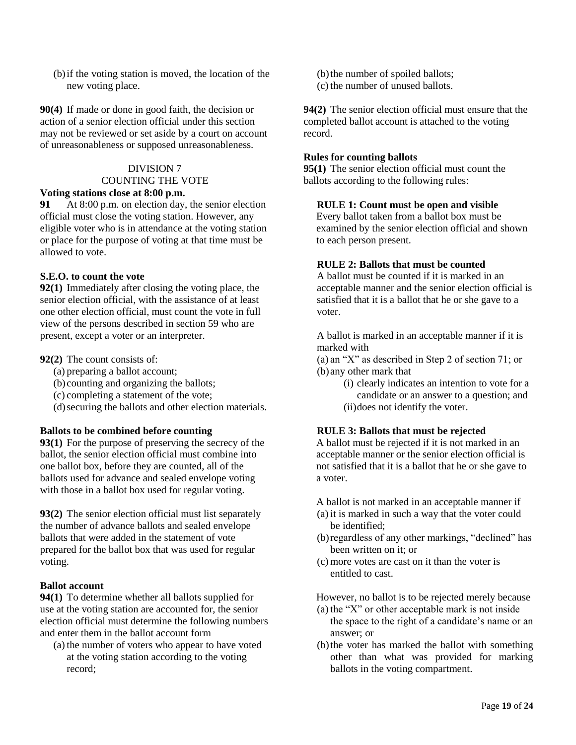(b) if the voting station is moved, the location of the new voting place.

**90(4)** If made or done in good faith, the decision or action of a senior election official under this section may not be reviewed or set aside by a court on account of unreasonableness or supposed unreasonableness.

## DIVISION 7
## COUNTING THE VOTE

**Voting stations close at 8:00 p.m.**

**91** At 8:00 p.m. on election day, the senior election official must close the voting station. However, any eligible voter who is in attendance at the voting station or place for the purpose of voting at that time must be allowed to vote.

**S.E.O. to count the vote**

**92(1)** Immediately after closing the voting place, the senior election official, with the assistance of at least one other election official, must count the vote in full view of the persons described in section 59 who are present, except a voter or an interpreter.

**92(2)** The count consists of:

(a) preparing a ballot account;
(b) counting and organizing the ballots;
(c) completing a statement of the vote;
(d) securing the ballots and other election materials.

**Ballots to be combined before counting**

**93(1)** For the purpose of preserving the secrecy of the ballot, the senior election official must combine into one ballot box, before they are counted, all of the ballots used for advance and sealed envelope voting with those in a ballot box used for regular voting.

**93(2)** The senior election official must list separately the number of advance ballots and sealed envelope ballots that were added in the statement of vote prepared for the ballot box that was used for regular voting.

**Ballot account**

**94(1)** To determine whether all ballots supplied for use at the voting station are accounted for, the senior election official must determine the following numbers and enter them in the ballot account form

(a) the number of voters who appear to have voted at the voting station according to the voting record;
(b) the number of spoiled ballots;
(c) the number of unused ballots.

**94(2)** The senior election official must ensure that the completed ballot account is attached to the voting record.

**Rules for counting ballots**

**95(1)** The senior election official must count the ballots according to the following rules:

**RULE 1: Count must be open and visible**
Every ballot taken from a ballot box must be examined by the senior election official and shown to each person present.

**RULE 2: Ballots that must be counted**
A ballot must be counted if it is marked in an acceptable manner and the senior election official is satisfied that it is a ballot that he or she gave to a voter.

A ballot is marked in an acceptable manner if it is marked with

(a) an "X" as described in Step 2 of section 71; or
(b) any other mark that
  (i) clearly indicates an intention to vote for a candidate or an answer to a question; and
  (ii) does not identify the voter.

**RULE 3: Ballots that must be rejected**
A ballot must be rejected if it is not marked in an acceptable manner or the senior election official is not satisfied that it is a ballot that he or she gave to a voter.

A ballot is not marked in an acceptable manner if

(a) it is marked in such a way that the voter could be identified;
(b) regardless of any other markings, "declined" has been written on it; or
(c) more votes are cast on it than the voter is entitled to cast.

However, no ballot is to be rejected merely because

(a) the "X" or other acceptable mark is not inside the space to the right of a candidate's name or an answer; or
(b) the voter has marked the ballot with something other than what was provided for marking ballots in the voting compartment.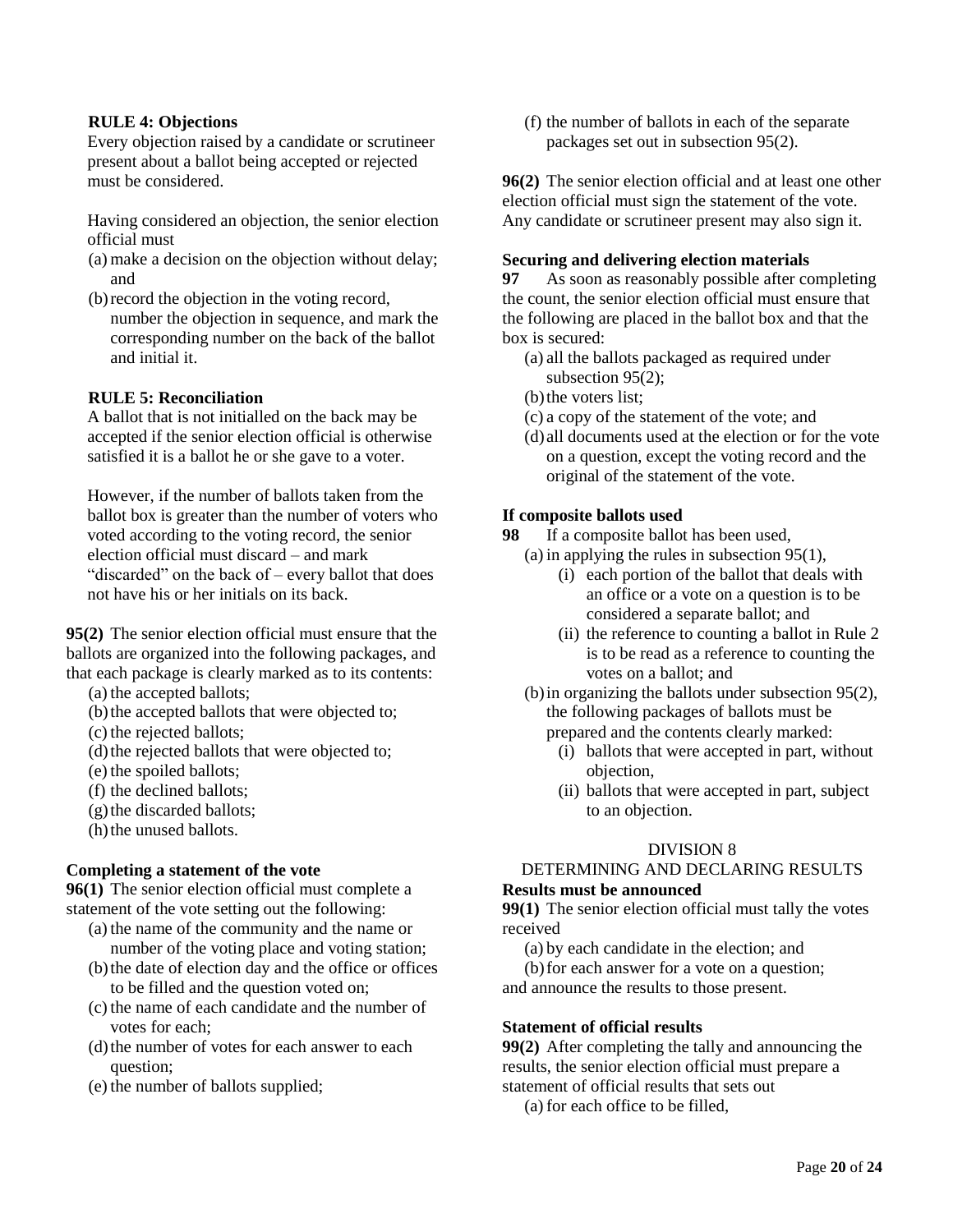**RULE 4: Objections**

Every objection raised by a candidate or scrutineer present about a ballot being accepted or rejected must be considered.

Having considered an objection, the senior election official must

(a) make a decision on the objection without delay; and

(b) record the objection in the voting record, number the objection in sequence, and mark the corresponding number on the back of the ballot and initial it.

**RULE 5: Reconciliation**

A ballot that is not initialled on the back may be accepted if the senior election official is otherwise satisfied it is a ballot he or she gave to a voter.

However, if the number of ballots taken from the ballot box is greater than the number of voters who voted according to the voting record, the senior election official must discard – and mark "discarded" on the back of – every ballot that does not have his or her initials on its back.

**95(2)** The senior election official must ensure that the ballots are organized into the following packages, and that each package is clearly marked as to its contents:

(a) the accepted ballots;
(b) the accepted ballots that were objected to;
(c) the rejected ballots;
(d) the rejected ballots that were objected to;
(e) the spoiled ballots;
(f) the declined ballots;
(g) the discarded ballots;
(h) the unused ballots.

**Completing a statement of the vote**

**96(1)** The senior election official must complete a statement of the vote setting out the following:

(a) the name of the community and the name or number of the voting place and voting station;
(b) the date of election day and the office or offices to be filled and the question voted on;
(c) the name of each candidate and the number of votes for each;
(d) the number of votes for each answer to each question;
(e) the number of ballots supplied;
(f) the number of ballots in each of the separate packages set out in subsection 95(2).

**96(2)** The senior election official and at least one other election official must sign the statement of the vote. Any candidate or scrutineer present may also sign it.

**Securing and delivering election materials**

**97** As soon as reasonably possible after completing the count, the senior election official must ensure that the following are placed in the ballot box and that the box is secured:

(a) all the ballots packaged as required under subsection 95(2);
(b) the voters list;
(c) a copy of the statement of the vote; and
(d) all documents used at the election or for the vote on a question, except the voting record and the original of the statement of the vote.

**If composite ballots used**

**98** If a composite ballot has been used,

(a) in applying the rules in subsection 95(1),
  (i) each portion of the ballot that deals with an office or a vote on a question is to be considered a separate ballot; and
  (ii) the reference to counting a ballot in Rule 2 is to be read as a reference to counting the votes on a ballot; and

(b) in organizing the ballots under subsection 95(2), the following packages of ballots must be prepared and the contents clearly marked:
  (i) ballots that were accepted in part, without objection,
  (ii) ballots that were accepted in part, subject to an objection.

## DIVISION 8
## DETERMINING AND DECLARING RESULTS

**Results must be announced**

**99(1)** The senior election official must tally the votes received

(a) by each candidate in the election; and
(b) for each answer for a vote on a question;

and announce the results to those present.

**Statement of official results**

**99(2)** After completing the tally and announcing the results, the senior election official must prepare a statement of official results that sets out

(a) for each office to be filled,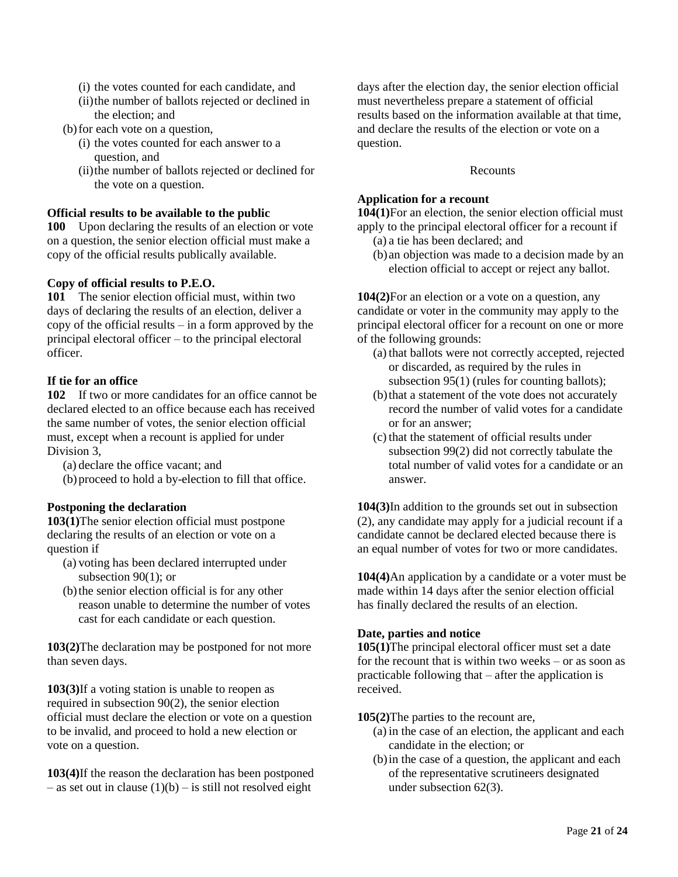- (i) the votes counted for each candidate, and
   - (ii) the number of ballots rejected or declined in the election; and
- (b) for each vote on a question,
   - (i) the votes counted for each answer to a question, and
   - (ii) the number of ballots rejected or declined for the vote on a question.

**Official results to be available to the public**

**100** Upon declaring the results of an election or vote on a question, the senior election official must make a copy of the official results publically available.

**Copy of official results to P.E.O.**

**101** The senior election official must, within two days of declaring the results of an election, deliver a copy of the official results – in a form approved by the principal electoral officer – to the principal electoral officer.

**If tie for an office**

**102** If two or more candidates for an office cannot be declared elected to an office because each has received the same number of votes, the senior election official must, except when a recount is applied for under Division 3,

- (a) declare the office vacant; and
- (b) proceed to hold a by-election to fill that office.

**Postponing the declaration**

**103(1)** The senior election official must postpone declaring the results of an election or vote on a question if

- (a) voting has been declared interrupted under subsection 90(1); or
- (b) the senior election official is for any other reason unable to determine the number of votes cast for each candidate or each question.

**103(2)** The declaration may be postponed for not more than seven days.

**103(3)** If a voting station is unable to reopen as required in subsection 90(2), the senior election official must declare the election or vote on a question to be invalid, and proceed to hold a new election or vote on a question.

**103(4)** If the reason the declaration has been postponed – as set out in clause (1)(b) – is still not resolved eight days after the election day, the senior election official must nevertheless prepare a statement of official results based on the information available at that time, and declare the results of the election or vote on a question.

Recounts

**Application for a recount**

**104(1)** For an election, the senior election official must apply to the principal electoral officer for a recount if

- (a) a tie has been declared; and
- (b) an objection was made to a decision made by an election official to accept or reject any ballot.

**104(2)** For an election or a vote on a question, any candidate or voter in the community may apply to the principal electoral officer for a recount on one or more of the following grounds:

- (a) that ballots were not correctly accepted, rejected or discarded, as required by the rules in subsection 95(1) (rules for counting ballots);
- (b) that a statement of the vote does not accurately record the number of valid votes for a candidate or for an answer;
- (c) that the statement of official results under subsection 99(2) did not correctly tabulate the total number of valid votes for a candidate or an answer.

**104(3)** In addition to the grounds set out in subsection (2), any candidate may apply for a judicial recount if a candidate cannot be declared elected because there is an equal number of votes for two or more candidates.

**104(4)** An application by a candidate or a voter must be made within 14 days after the senior election official has finally declared the results of an election.

**Date, parties and notice**

**105(1)** The principal electoral officer must set a date for the recount that is within two weeks – or as soon as practicable following that – after the application is received.

**105(2)** The parties to the recount are,

- (a) in the case of an election, the applicant and each candidate in the election; or
- (b) in the case of a question, the applicant and each of the representative scrutineers designated under subsection 62(3).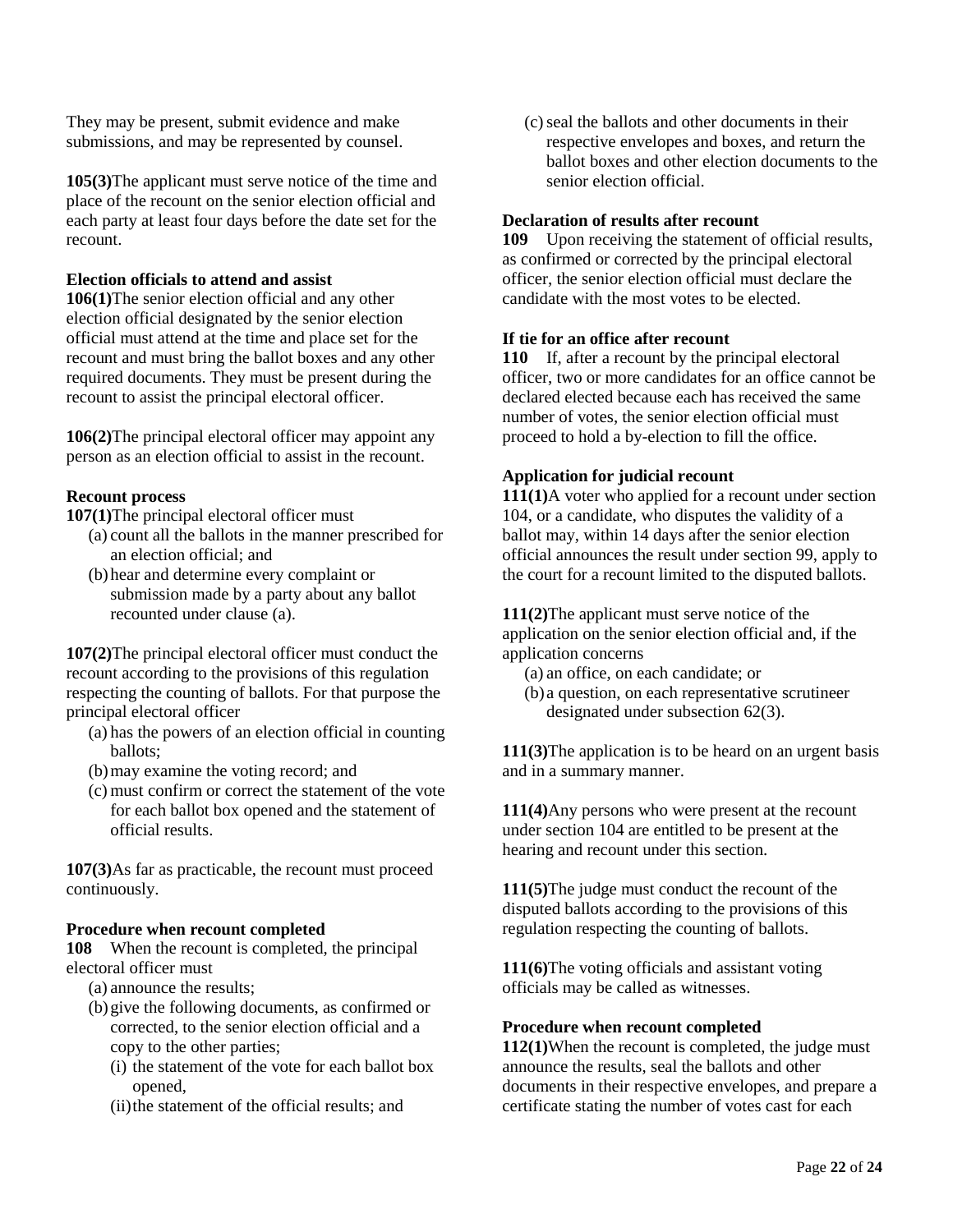They may be present, submit evidence and make submissions, and may be represented by counsel.

**105(3)**The applicant must serve notice of the time and place of the recount on the senior election official and each party at least four days before the date set for the recount.

**Election officials to attend and assist**

**106(1)**The senior election official and any other election official designated by the senior election official must attend at the time and place set for the recount and must bring the ballot boxes and any other required documents. They must be present during the recount to assist the principal electoral officer.

**106(2)**The principal electoral officer may appoint any person as an election official to assist in the recount.

**Recount process**

**107(1)**The principal electoral officer must

(a) count all the ballots in the manner prescribed for an election official; and

(b) hear and determine every complaint or submission made by a party about any ballot recounted under clause (a).

**107(2)**The principal electoral officer must conduct the recount according to the provisions of this regulation respecting the counting of ballots. For that purpose the principal electoral officer

(a) has the powers of an election official in counting ballots;

(b) may examine the voting record; and

(c) must confirm or correct the statement of the vote for each ballot box opened and the statement of official results.

**107(3)**As far as practicable, the recount must proceed continuously.

**Procedure when recount completed**

**108** When the recount is completed, the principal electoral officer must

(a) announce the results;

(b) give the following documents, as confirmed or corrected, to the senior election official and a copy to the other parties;

(i) the statement of the vote for each ballot box opened,

(ii) the statement of the official results; and

(c) seal the ballots and other documents in their respective envelopes and boxes, and return the ballot boxes and other election documents to the senior election official.

**Declaration of results after recount**

**109** Upon receiving the statement of official results, as confirmed or corrected by the principal electoral officer, the senior election official must declare the candidate with the most votes to be elected.

**If tie for an office after recount**

**110** If, after a recount by the principal electoral officer, two or more candidates for an office cannot be declared elected because each has received the same number of votes, the senior election official must proceed to hold a by-election to fill the office.

**Application for judicial recount**

**111(1)**A voter who applied for a recount under section 104, or a candidate, who disputes the validity of a ballot may, within 14 days after the senior election official announces the result under section 99, apply to the court for a recount limited to the disputed ballots.

**111(2)**The applicant must serve notice of the application on the senior election official and, if the application concerns

(a) an office, on each candidate; or

(b) a question, on each representative scrutineer designated under subsection 62(3).

**111(3)**The application is to be heard on an urgent basis and in a summary manner.

**111(4)**Any persons who were present at the recount under section 104 are entitled to be present at the hearing and recount under this section.

**111(5)**The judge must conduct the recount of the disputed ballots according to the provisions of this regulation respecting the counting of ballots.

**111(6)**The voting officials and assistant voting officials may be called as witnesses.

**Procedure when recount completed**

**112(1)**When the recount is completed, the judge must announce the results, seal the ballots and other documents in their respective envelopes, and prepare a certificate stating the number of votes cast for each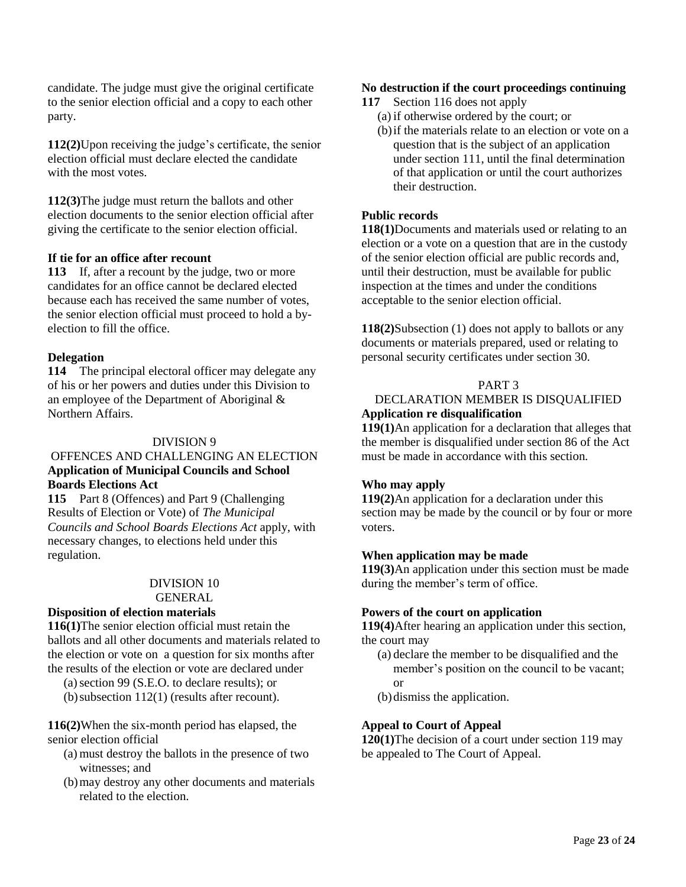candidate. The judge must give the original certificate to the senior election official and a copy to each other party.

**112(2)**Upon receiving the judge's certificate, the senior election official must declare elected the candidate with the most votes.

**112(3)**The judge must return the ballots and other election documents to the senior election official after giving the certificate to the senior election official.

**If tie for an office after recount**

**113** If, after a recount by the judge, two or more candidates for an office cannot be declared elected because each has received the same number of votes, the senior election official must proceed to hold a by-election to fill the office.

**Delegation**

**114** The principal electoral officer may delegate any of his or her powers and duties under this Division to an employee of the Department of Aboriginal & Northern Affairs.

DIVISION 9

OFFENCES AND CHALLENGING AN ELECTION

**Application of Municipal Councils and School Boards Elections Act**

**115** Part 8 (Offences) and Part 9 (Challenging Results of Election or Vote) of *The Municipal Councils and School Boards Elections Act* apply, with necessary changes, to elections held under this regulation.

DIVISION 10

GENERAL

**Disposition of election materials**

**116(1)**The senior election official must retain the ballots and all other documents and materials related to the election or vote on a question for six months after the results of the election or vote are declared under

(a) section 99 (S.E.O. to declare results); or
(b) subsection 112(1) (results after recount).

**116(2)**When the six-month period has elapsed, the senior election official

(a) must destroy the ballots in the presence of two witnesses; and
(b) may destroy any other documents and materials related to the election.

**No destruction if the court proceedings continuing**

**117** Section 116 does not apply

(a) if otherwise ordered by the court; or
(b) if the materials relate to an election or vote on a question that is the subject of an application under section 111, until the final determination of that application or until the court authorizes their destruction.

**Public records**

**118(1)**Documents and materials used or relating to an election or a vote on a question that are in the custody of the senior election official are public records and, until their destruction, must be available for public inspection at the times and under the conditions acceptable to the senior election official.

**118(2)**Subsection (1) does not apply to ballots or any documents or materials prepared, used or relating to personal security certificates under section 30.

PART 3

DECLARATION MEMBER IS DISQUALIFIED

**Application re disqualification**

**119(1)**An application for a declaration that alleges that the member is disqualified under section 86 of the Act must be made in accordance with this section.

**Who may apply**

**119(2)**An application for a declaration under this section may be made by the council or by four or more voters.

**When application may be made**

**119(3)**An application under this section must be made during the member's term of office.

**Powers of the court on application**

**119(4)**After hearing an application under this section, the court may

(a) declare the member to be disqualified and the member's position on the council to be vacant; or
(b) dismiss the application.

**Appeal to Court of Appeal**

**120(1)**The decision of a court under section 119 may be appealed to The Court of Appeal.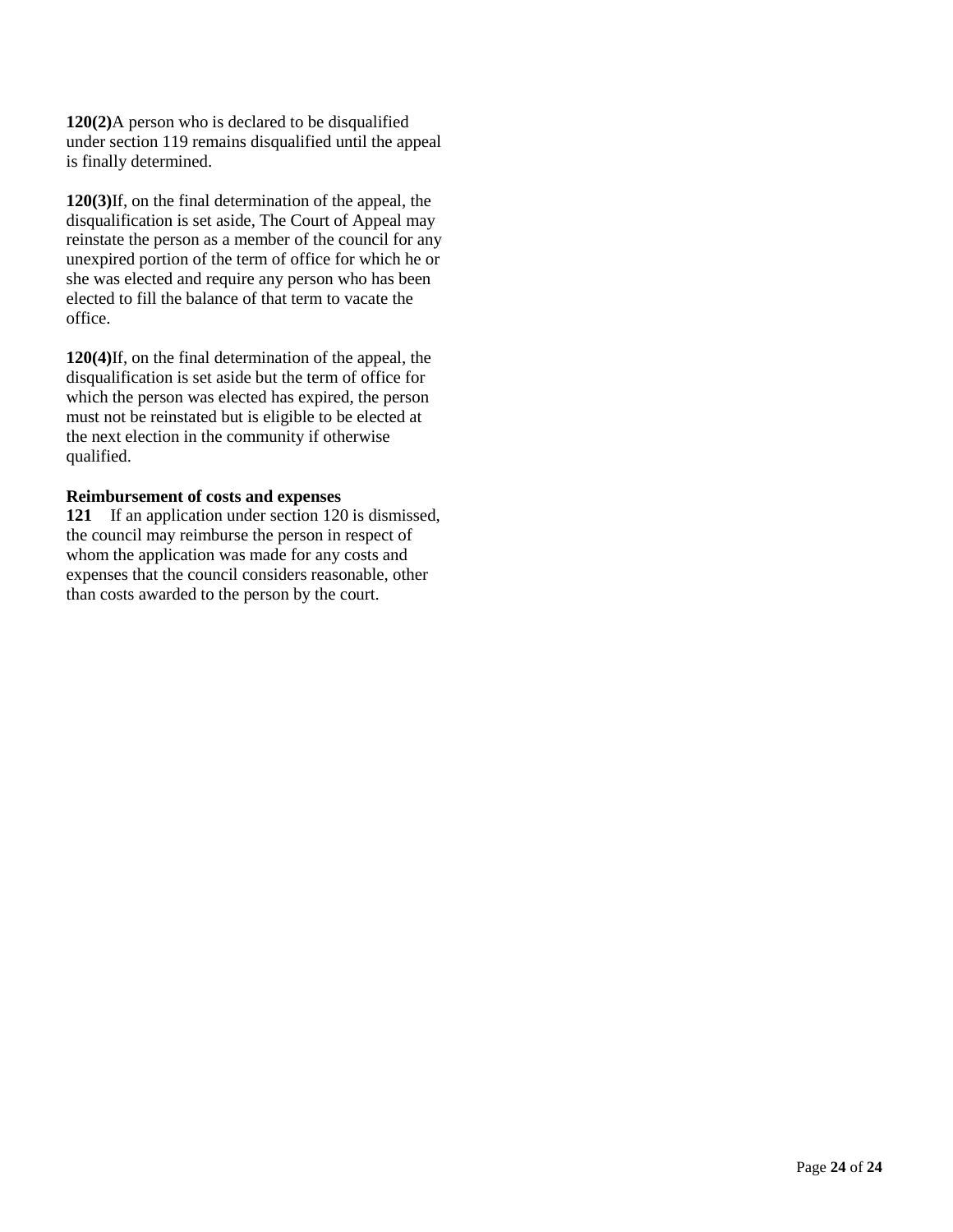**120(2)**A person who is declared to be disqualified under section 119 remains disqualified until the appeal is finally determined.

**120(3)**If, on the final determination of the appeal, the disqualification is set aside, The Court of Appeal may reinstate the person as a member of the council for any unexpired portion of the term of office for which he or she was elected and require any person who has been elected to fill the balance of that term to vacate the office.

**120(4)**If, on the final determination of the appeal, the disqualification is set aside but the term of office for which the person was elected has expired, the person must not be reinstated but is eligible to be elected at the next election in the community if otherwise qualified.

**Reimbursement of costs and expenses**

**121** If an application under section 120 is dismissed, the council may reimburse the person in respect of whom the application was made for any costs and expenses that the council considers reasonable, other than costs awarded to the person by the court.